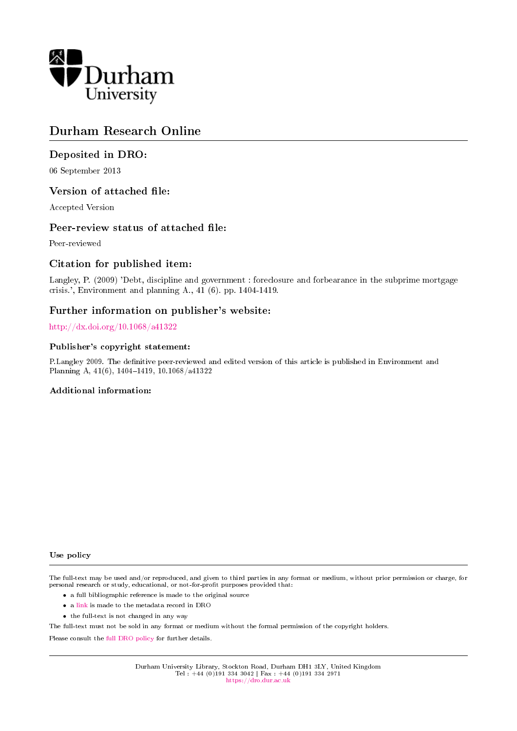# Durham Research Online

## Deposited in DRO:

06 September 2013

## Version of attached file:

Accepted Version

## Peer-review status of attached file:

Peer-reviewed

## Citation for published item:

Langley, P. (2009) 'Debt, discipline and government : foreclosure and forbearance in the subprime mortgage crisis.', Environment and planning A., 41 (6). pp. 1404-1419.

## Further information on publisher's website:

http://dx.doi.org/10.1068/a41322

### Publisher's copyright statement:

P.Langley 2009. The definitive peer-reviewed and edited version of this article is published in Environment and Planning A, 41(6), 1404–1419, 10.1068/a41322

### Additional information:

### Use policy

The full-text may be used and/or reproduced, and given to third parties in any format or medium, without prior permission or charge, for personal research or study, educational, or not-for-profit purposes provided that:

- a full bibliographic reference is made to the original source
- a link is made to the metadata record in DRO
- the full-text is not changed in any way

The full-text must not be sold in any format or medium without the formal permission of the copyright holders.

Please consult the full DRO policy for further details.

Durham University Library, Stockton Road, Durham DH1 3LY, United Kingdom
Tel : +44 (0)191 334 3042 | Fax : +44 (0)191 334 2971
https://dro.dur.ac.uk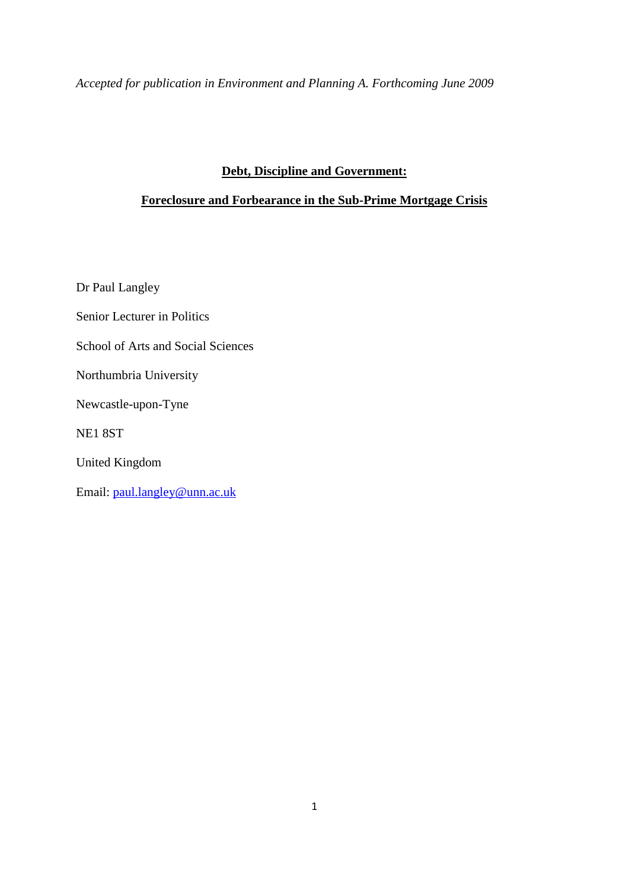*Accepted for publication in Environment and Planning A. Forthcoming June 2009*

# Debt, Discipline and Government:

## Foreclosure and Forbearance in the Sub-Prime Mortgage Crisis

Dr Paul Langley

Senior Lecturer in Politics

School of Arts and Social Sciences

Northumbria University

Newcastle-upon-Tyne

NE1 8ST

United Kingdom

Email: paul.langley@unn.ac.uk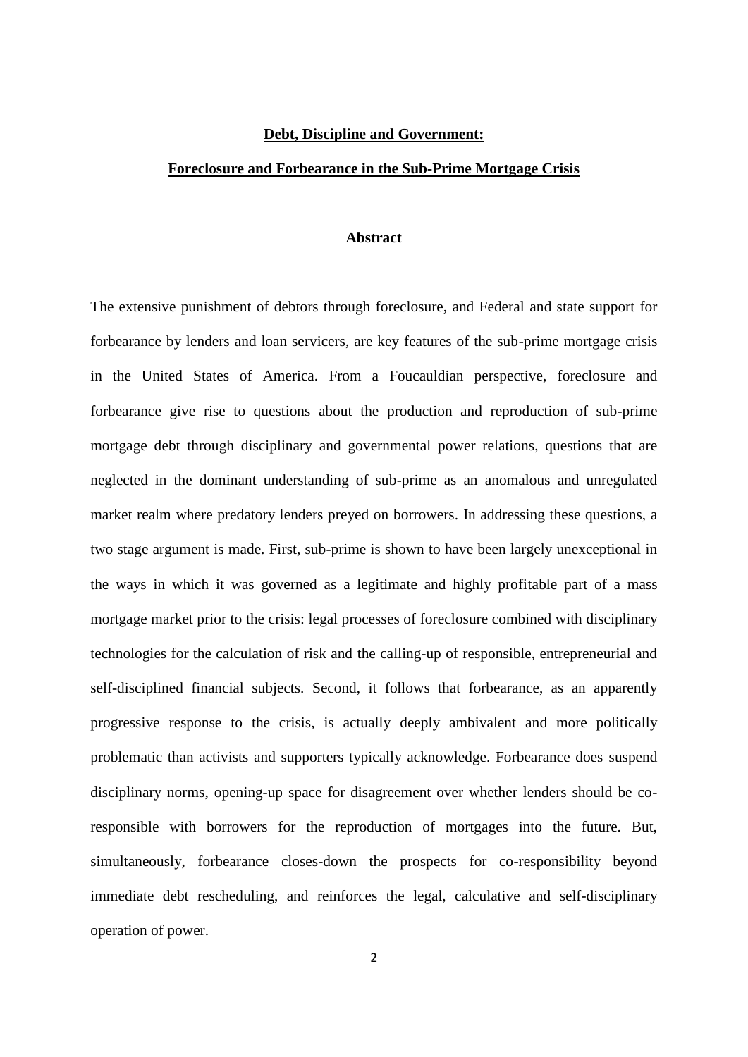**Debt, Discipline and Government:**

**Foreclosure and Forbearance in the Sub-Prime Mortgage Crisis**

## Abstract

The extensive punishment of debtors through foreclosure, and Federal and state support for forbearance by lenders and loan servicers, are key features of the sub-prime mortgage crisis in the United States of America. From a Foucauldian perspective, foreclosure and forbearance give rise to questions about the production and reproduction of sub-prime mortgage debt through disciplinary and governmental power relations, questions that are neglected in the dominant understanding of sub-prime as an anomalous and unregulated market realm where predatory lenders preyed on borrowers. In addressing these questions, a two stage argument is made. First, sub-prime is shown to have been largely unexceptional in the ways in which it was governed as a legitimate and highly profitable part of a mass mortgage market prior to the crisis: legal processes of foreclosure combined with disciplinary technologies for the calculation of risk and the calling-up of responsible, entrepreneurial and self-disciplined financial subjects. Second, it follows that forbearance, as an apparently progressive response to the crisis, is actually deeply ambivalent and more politically problematic than activists and supporters typically acknowledge. Forbearance does suspend disciplinary norms, opening-up space for disagreement over whether lenders should be co-responsible with borrowers for the reproduction of mortgages into the future. But, simultaneously, forbearance closes-down the prospects for co-responsibility beyond immediate debt rescheduling, and reinforces the legal, calculative and self-disciplinary operation of power.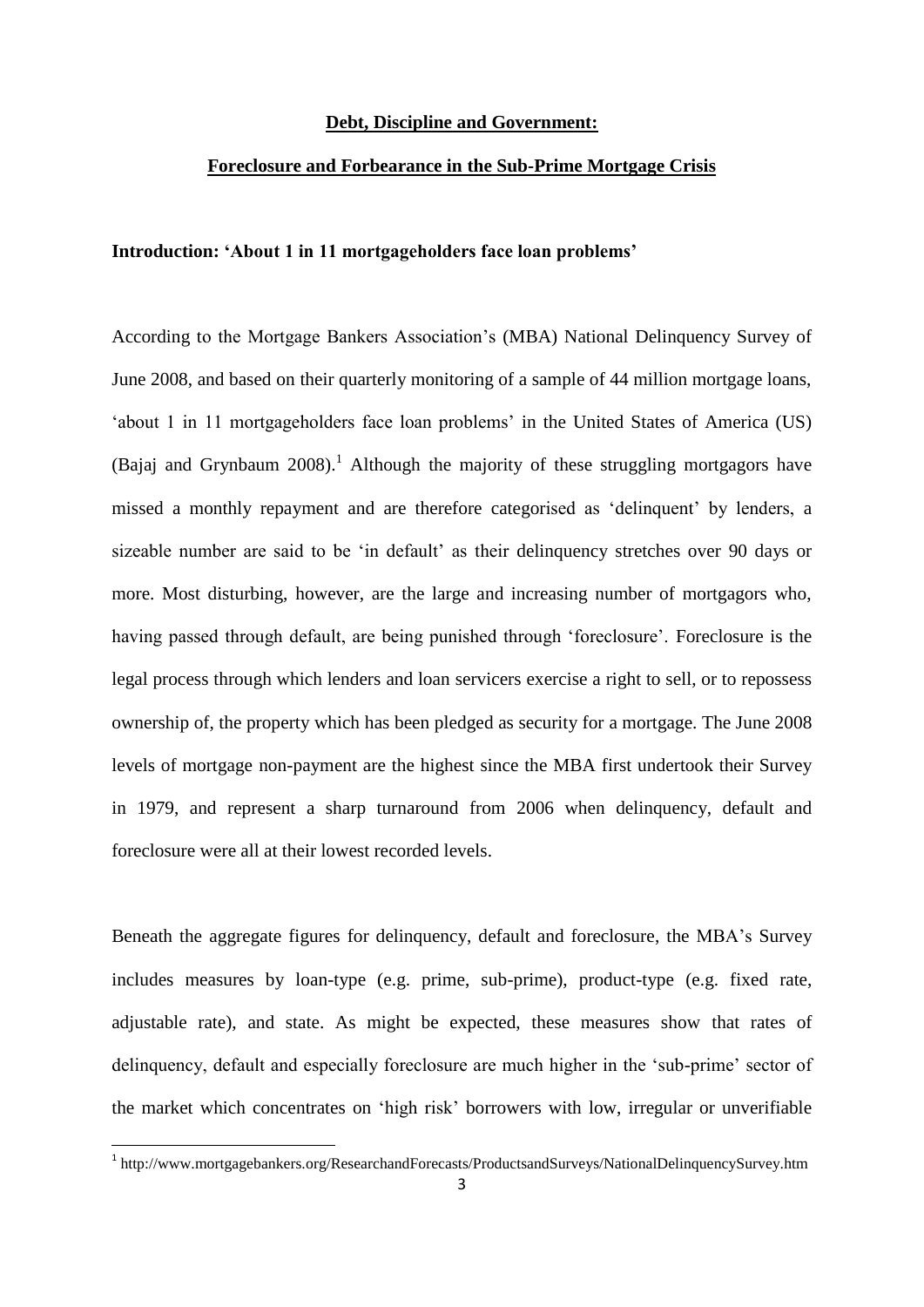**Debt, Discipline and Government:**

**Foreclosure and Forbearance in the Sub-Prime Mortgage Crisis**

## Introduction: 'About 1 in 11 mortgageholders face loan problems'

According to the Mortgage Bankers Association's (MBA) National Delinquency Survey of June 2008, and based on their quarterly monitoring of a sample of 44 million mortgage loans, 'about 1 in 11 mortgageholders face loan problems' in the United States of America (US) (Bajaj and Grynbaum 2008).[1] Although the majority of these struggling mortgagors have missed a monthly repayment and are therefore categorised as 'delinquent' by lenders, a sizeable number are said to be 'in default' as their delinquency stretches over 90 days or more. Most disturbing, however, are the large and increasing number of mortgagors who, having passed through default, are being punished through 'foreclosure'. Foreclosure is the legal process through which lenders and loan servicers exercise a right to sell, or to repossess ownership of, the property which has been pledged as security for a mortgage. The June 2008 levels of mortgage non-payment are the highest since the MBA first undertook their Survey in 1979, and represent a sharp turnaround from 2006 when delinquency, default and foreclosure were all at their lowest recorded levels.

Beneath the aggregate figures for delinquency, default and foreclosure, the MBA's Survey includes measures by loan-type (e.g. prime, sub-prime), product-type (e.g. fixed rate, adjustable rate), and state. As might be expected, these measures show that rates of delinquency, default and especially foreclosure are much higher in the 'sub-prime' sector of the market which concentrates on 'high risk' borrowers with low, irregular or unverifiable

[1] http://www.mortgagebankers.org/ResearchandForecasts/ProductsandSurveys/NationalDelinquencySurvey.htm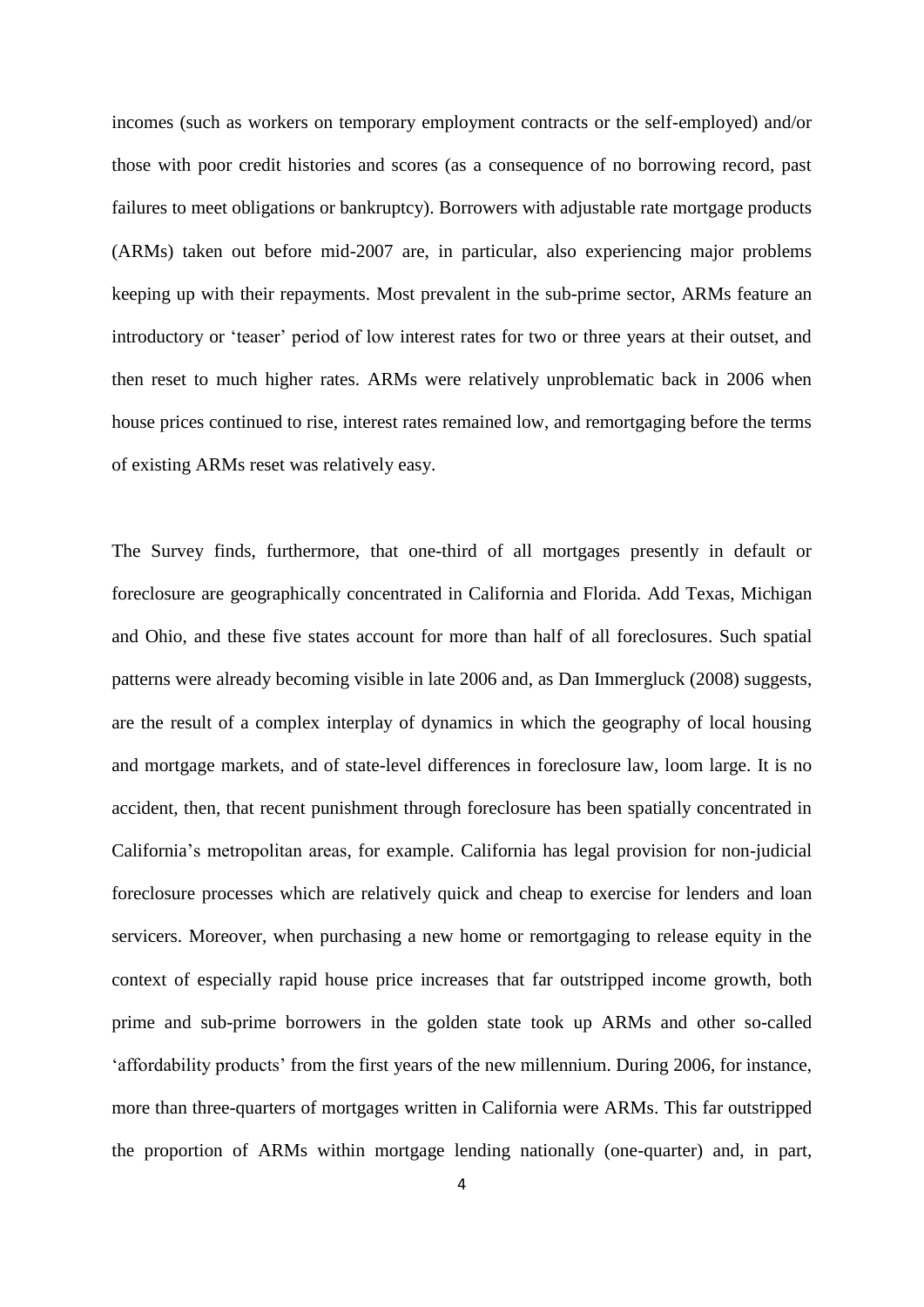incomes (such as workers on temporary employment contracts or the self-employed) and/or those with poor credit histories and scores (as a consequence of no borrowing record, past failures to meet obligations or bankruptcy). Borrowers with adjustable rate mortgage products (ARMs) taken out before mid-2007 are, in particular, also experiencing major problems keeping up with their repayments. Most prevalent in the sub-prime sector, ARMs feature an introductory or 'teaser' period of low interest rates for two or three years at their outset, and then reset to much higher rates. ARMs were relatively unproblematic back in 2006 when house prices continued to rise, interest rates remained low, and remortgaging before the terms of existing ARMs reset was relatively easy.

The Survey finds, furthermore, that one-third of all mortgages presently in default or foreclosure are geographically concentrated in California and Florida. Add Texas, Michigan and Ohio, and these five states account for more than half of all foreclosures. Such spatial patterns were already becoming visible in late 2006 and, as Dan Immergluck (2008) suggests, are the result of a complex interplay of dynamics in which the geography of local housing and mortgage markets, and of state-level differences in foreclosure law, loom large. It is no accident, then, that recent punishment through foreclosure has been spatially concentrated in California's metropolitan areas, for example. California has legal provision for non-judicial foreclosure processes which are relatively quick and cheap to exercise for lenders and loan servicers. Moreover, when purchasing a new home or remortgaging to release equity in the context of especially rapid house price increases that far outstripped income growth, both prime and sub-prime borrowers in the golden state took up ARMs and other so-called 'affordability products' from the first years of the new millennium. During 2006, for instance, more than three-quarters of mortgages written in California were ARMs. This far outstripped the proportion of ARMs within mortgage lending nationally (one-quarter) and, in part,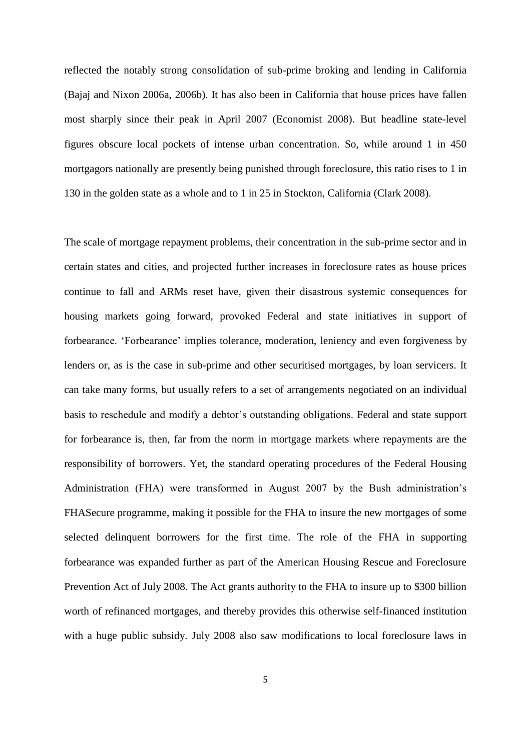reflected the notably strong consolidation of sub-prime broking and lending in California (Bajaj and Nixon 2006a, 2006b). It has also been in California that house prices have fallen most sharply since their peak in April 2007 (Economist 2008). But headline state-level figures obscure local pockets of intense urban concentration. So, while around 1 in 450 mortgagors nationally are presently being punished through foreclosure, this ratio rises to 1 in 130 in the golden state as a whole and to 1 in 25 in Stockton, California (Clark 2008).

The scale of mortgage repayment problems, their concentration in the sub-prime sector and in certain states and cities, and projected further increases in foreclosure rates as house prices continue to fall and ARMs reset have, given their disastrous systemic consequences for housing markets going forward, provoked Federal and state initiatives in support of forbearance. 'Forbearance' implies tolerance, moderation, leniency and even forgiveness by lenders or, as is the case in sub-prime and other securitised mortgages, by loan servicers. It can take many forms, but usually refers to a set of arrangements negotiated on an individual basis to reschedule and modify a debtor's outstanding obligations. Federal and state support for forbearance is, then, far from the norm in mortgage markets where repayments are the responsibility of borrowers. Yet, the standard operating procedures of the Federal Housing Administration (FHA) were transformed in August 2007 by the Bush administration's FHASecure programme, making it possible for the FHA to insure the new mortgages of some selected delinquent borrowers for the first time. The role of the FHA in supporting forbearance was expanded further as part of the American Housing Rescue and Foreclosure Prevention Act of July 2008. The Act grants authority to the FHA to insure up to $300 billion worth of refinanced mortgages, and thereby provides this otherwise self-financed institution with a huge public subsidy. July 2008 also saw modifications to local foreclosure laws in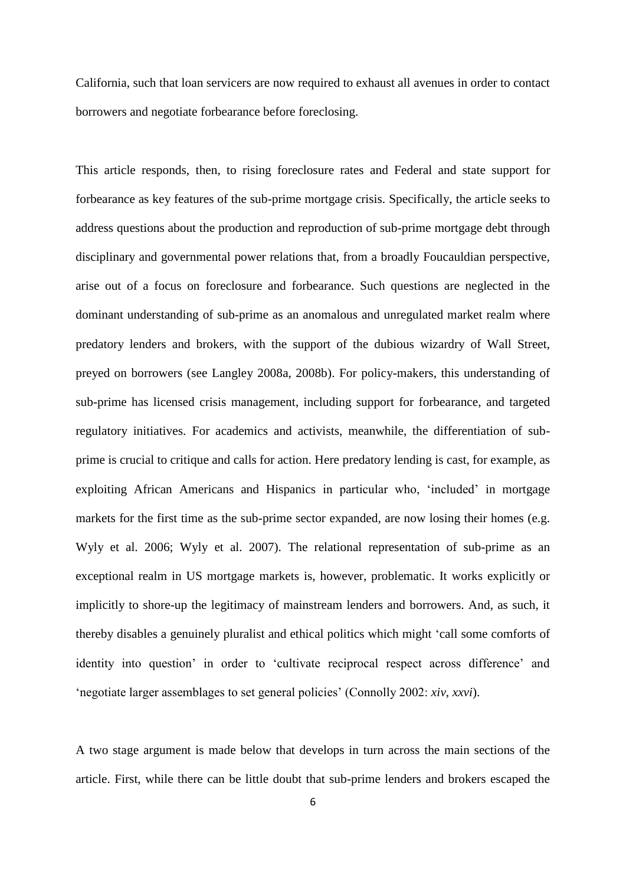California, such that loan servicers are now required to exhaust all avenues in order to contact borrowers and negotiate forbearance before foreclosing.

This article responds, then, to rising foreclosure rates and Federal and state support for forbearance as key features of the sub-prime mortgage crisis. Specifically, the article seeks to address questions about the production and reproduction of sub-prime mortgage debt through disciplinary and governmental power relations that, from a broadly Foucauldian perspective, arise out of a focus on foreclosure and forbearance. Such questions are neglected in the dominant understanding of sub-prime as an anomalous and unregulated market realm where predatory lenders and brokers, with the support of the dubious wizardry of Wall Street, preyed on borrowers (see Langley 2008a, 2008b). For policy-makers, this understanding of sub-prime has licensed crisis management, including support for forbearance, and targeted regulatory initiatives. For academics and activists, meanwhile, the differentiation of sub-prime is crucial to critique and calls for action. Here predatory lending is cast, for example, as exploiting African Americans and Hispanics in particular who, 'included' in mortgage markets for the first time as the sub-prime sector expanded, are now losing their homes (e.g. Wyly et al. 2006; Wyly et al. 2007). The relational representation of sub-prime as an exceptional realm in US mortgage markets is, however, problematic. It works explicitly or implicitly to shore-up the legitimacy of mainstream lenders and borrowers. And, as such, it thereby disables a genuinely pluralist and ethical politics which might 'call some comforts of identity into question' in order to 'cultivate reciprocal respect across difference' and 'negotiate larger assemblages to set general policies' (Connolly 2002: *xiv*, *xxvi*).

A two stage argument is made below that develops in turn across the main sections of the article. First, while there can be little doubt that sub-prime lenders and brokers escaped the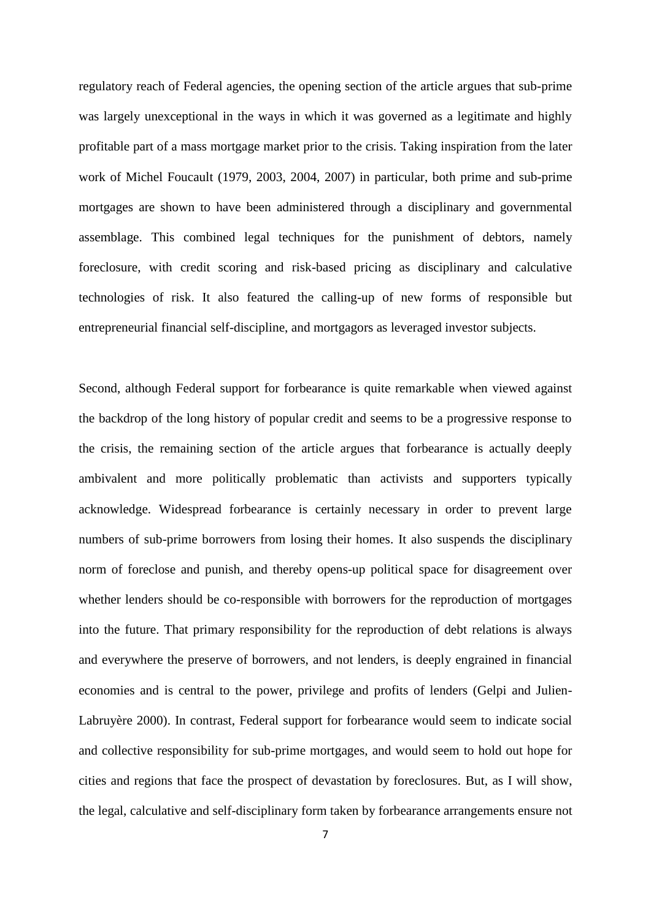regulatory reach of Federal agencies, the opening section of the article argues that sub-prime was largely unexceptional in the ways in which it was governed as a legitimate and highly profitable part of a mass mortgage market prior to the crisis. Taking inspiration from the later work of Michel Foucault (1979, 2003, 2004, 2007) in particular, both prime and sub-prime mortgages are shown to have been administered through a disciplinary and governmental assemblage. This combined legal techniques for the punishment of debtors, namely foreclosure, with credit scoring and risk-based pricing as disciplinary and calculative technologies of risk. It also featured the calling-up of new forms of responsible but entrepreneurial financial self-discipline, and mortgagors as leveraged investor subjects.

Second, although Federal support for forbearance is quite remarkable when viewed against the backdrop of the long history of popular credit and seems to be a progressive response to the crisis, the remaining section of the article argues that forbearance is actually deeply ambivalent and more politically problematic than activists and supporters typically acknowledge. Widespread forbearance is certainly necessary in order to prevent large numbers of sub-prime borrowers from losing their homes. It also suspends the disciplinary norm of foreclose and punish, and thereby opens-up political space for disagreement over whether lenders should be co-responsible with borrowers for the reproduction of mortgages into the future. That primary responsibility for the reproduction of debt relations is always and everywhere the preserve of borrowers, and not lenders, is deeply engrained in financial economies and is central to the power, privilege and profits of lenders (Gelpi and Julien-Labruyère 2000). In contrast, Federal support for forbearance would seem to indicate social and collective responsibility for sub-prime mortgages, and would seem to hold out hope for cities and regions that face the prospect of devastation by foreclosures. But, as I will show, the legal, calculative and self-disciplinary form taken by forbearance arrangements ensure not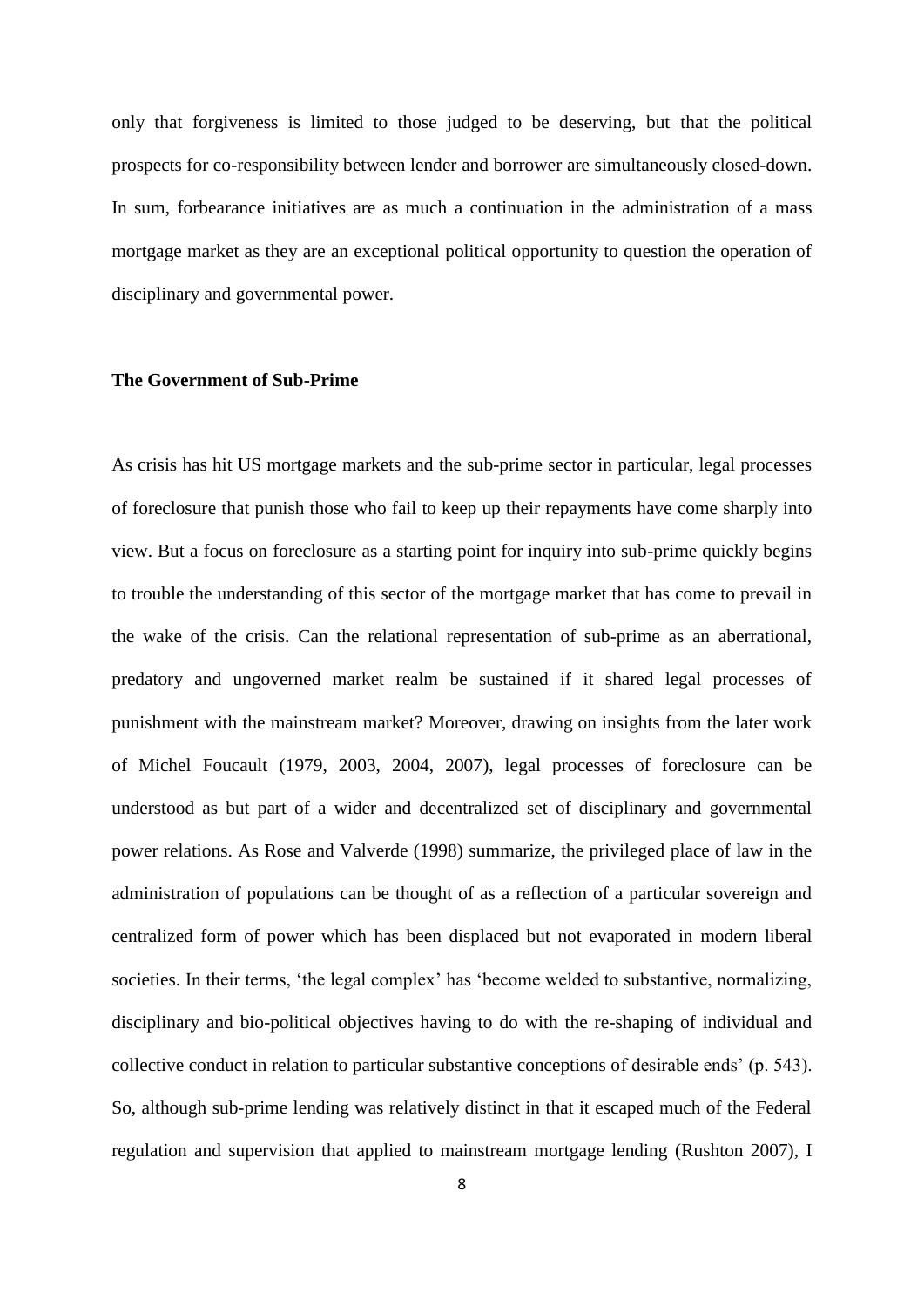only that forgiveness is limited to those judged to be deserving, but that the political prospects for co-responsibility between lender and borrower are simultaneously closed-down. In sum, forbearance initiatives are as much a continuation in the administration of a mass mortgage market as they are an exceptional political opportunity to question the operation of disciplinary and governmental power.

## The Government of Sub-Prime

As crisis has hit US mortgage markets and the sub-prime sector in particular, legal processes of foreclosure that punish those who fail to keep up their repayments have come sharply into view. But a focus on foreclosure as a starting point for inquiry into sub-prime quickly begins to trouble the understanding of this sector of the mortgage market that has come to prevail in the wake of the crisis. Can the relational representation of sub-prime as an aberrational, predatory and ungoverned market realm be sustained if it shared legal processes of punishment with the mainstream market? Moreover, drawing on insights from the later work of Michel Foucault (1979, 2003, 2004, 2007), legal processes of foreclosure can be understood as but part of a wider and decentralized set of disciplinary and governmental power relations. As Rose and Valverde (1998) summarize, the privileged place of law in the administration of populations can be thought of as a reflection of a particular sovereign and centralized form of power which has been displaced but not evaporated in modern liberal societies. In their terms, 'the legal complex' has 'become welded to substantive, normalizing, disciplinary and bio-political objectives having to do with the re-shaping of individual and collective conduct in relation to particular substantive conceptions of desirable ends' (p. 543). So, although sub-prime lending was relatively distinct in that it escaped much of the Federal regulation and supervision that applied to mainstream mortgage lending (Rushton 2007), I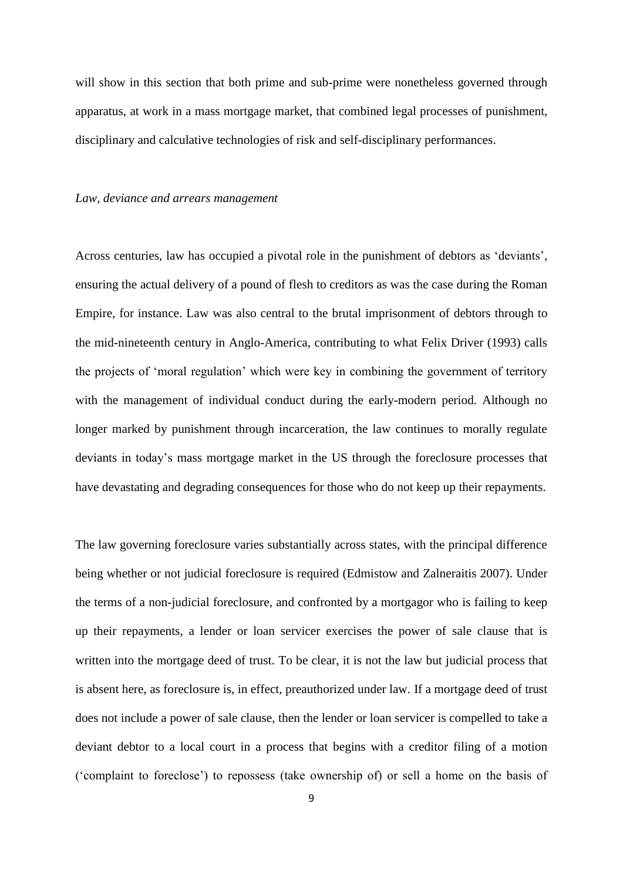will show in this section that both prime and sub-prime were nonetheless governed through apparatus, at work in a mass mortgage market, that combined legal processes of punishment, disciplinary and calculative technologies of risk and self-disciplinary performances.

*Law, deviance and arrears management*

Across centuries, law has occupied a pivotal role in the punishment of debtors as 'deviants', ensuring the actual delivery of a pound of flesh to creditors as was the case during the Roman Empire, for instance. Law was also central to the brutal imprisonment of debtors through to the mid-nineteenth century in Anglo-America, contributing to what Felix Driver (1993) calls the projects of 'moral regulation' which were key in combining the government of territory with the management of individual conduct during the early-modern period. Although no longer marked by punishment through incarceration, the law continues to morally regulate deviants in today's mass mortgage market in the US through the foreclosure processes that have devastating and degrading consequences for those who do not keep up their repayments.

The law governing foreclosure varies substantially across states, with the principal difference being whether or not judicial foreclosure is required (Edmistow and Zalneraitis 2007). Under the terms of a non-judicial foreclosure, and confronted by a mortgagor who is failing to keep up their repayments, a lender or loan servicer exercises the power of sale clause that is written into the mortgage deed of trust. To be clear, it is not the law but judicial process that is absent here, as foreclosure is, in effect, preauthorized under law. If a mortgage deed of trust does not include a power of sale clause, then the lender or loan servicer is compelled to take a deviant debtor to a local court in a process that begins with a creditor filing of a motion ('complaint to foreclose') to repossess (take ownership of) or sell a home on the basis of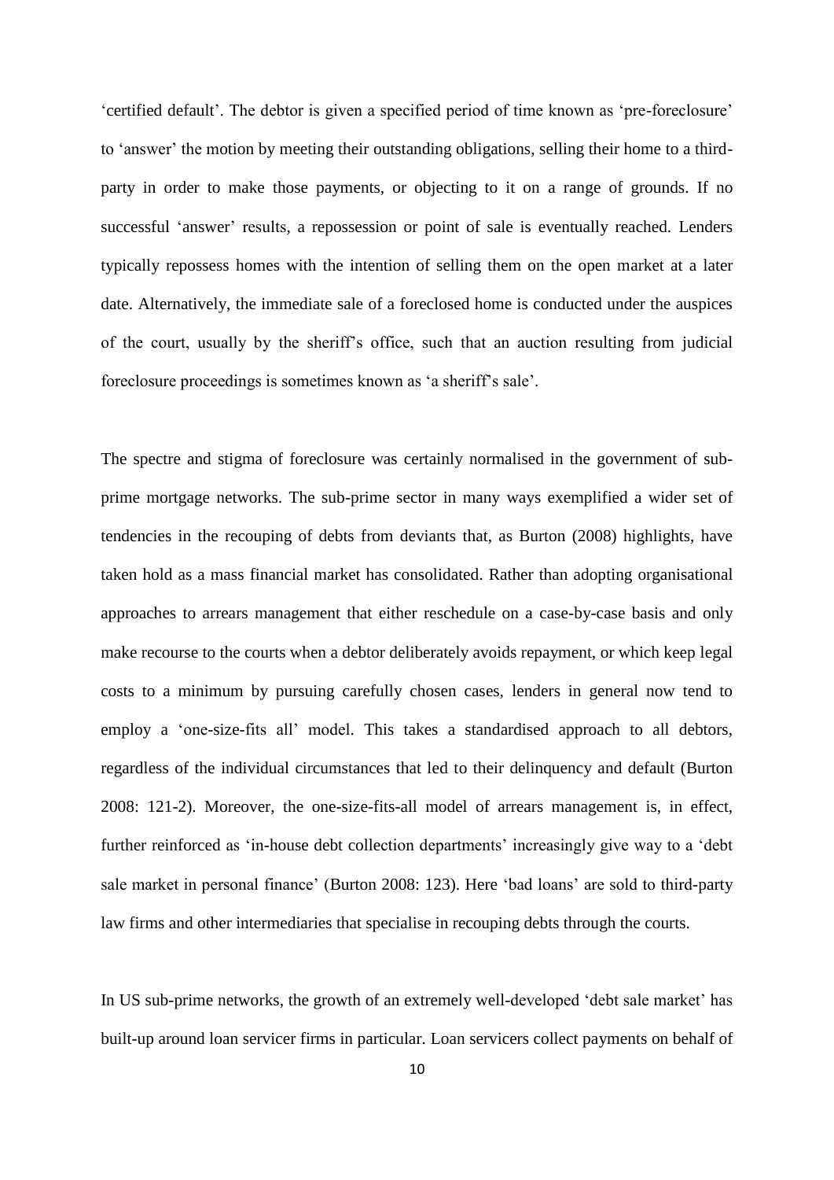'certified default'. The debtor is given a specified period of time known as 'pre-foreclosure' to 'answer' the motion by meeting their outstanding obligations, selling their home to a third-party in order to make those payments, or objecting to it on a range of grounds. If no successful 'answer' results, a repossession or point of sale is eventually reached. Lenders typically repossess homes with the intention of selling them on the open market at a later date. Alternatively, the immediate sale of a foreclosed home is conducted under the auspices of the court, usually by the sheriff's office, such that an auction resulting from judicial foreclosure proceedings is sometimes known as 'a sheriff's sale'.

The spectre and stigma of foreclosure was certainly normalised in the government of sub-prime mortgage networks. The sub-prime sector in many ways exemplified a wider set of tendencies in the recouping of debts from deviants that, as Burton (2008) highlights, have taken hold as a mass financial market has consolidated. Rather than adopting organisational approaches to arrears management that either reschedule on a case-by-case basis and only make recourse to the courts when a debtor deliberately avoids repayment, or which keep legal costs to a minimum by pursuing carefully chosen cases, lenders in general now tend to employ a 'one-size-fits all' model. This takes a standardised approach to all debtors, regardless of the individual circumstances that led to their delinquency and default (Burton 2008: 121-2). Moreover, the one-size-fits-all model of arrears management is, in effect, further reinforced as 'in-house debt collection departments' increasingly give way to a 'debt sale market in personal finance' (Burton 2008: 123). Here 'bad loans' are sold to third-party law firms and other intermediaries that specialise in recouping debts through the courts.

In US sub-prime networks, the growth of an extremely well-developed 'debt sale market' has built-up around loan servicer firms in particular. Loan servicers collect payments on behalf of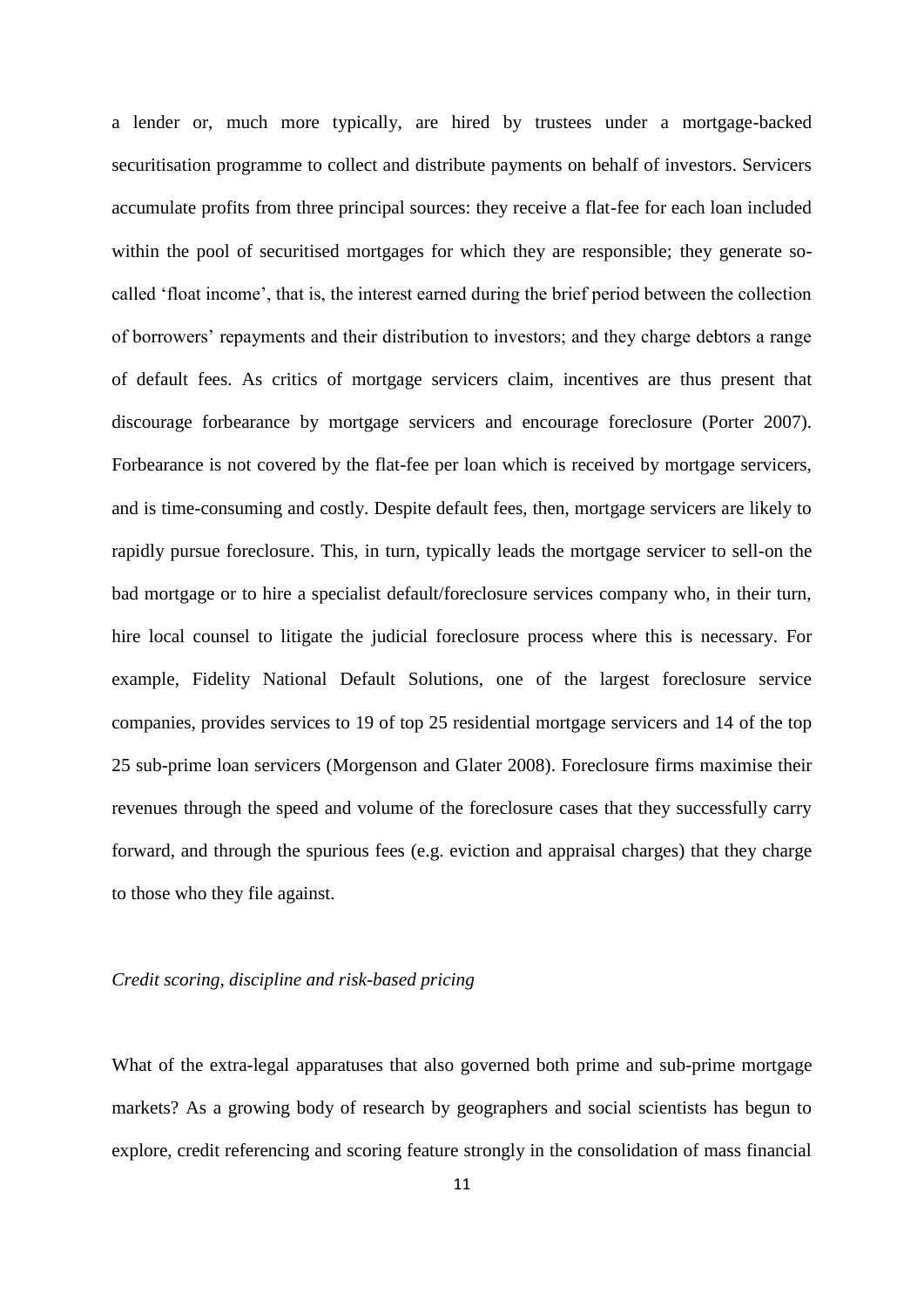a lender or, much more typically, are hired by trustees under a mortgage-backed securitisation programme to collect and distribute payments on behalf of investors. Servicers accumulate profits from three principal sources: they receive a flat-fee for each loan included within the pool of securitised mortgages for which they are responsible; they generate so-called 'float income', that is, the interest earned during the brief period between the collection of borrowers' repayments and their distribution to investors; and they charge debtors a range of default fees. As critics of mortgage servicers claim, incentives are thus present that discourage forbearance by mortgage servicers and encourage foreclosure (Porter 2007). Forbearance is not covered by the flat-fee per loan which is received by mortgage servicers, and is time-consuming and costly. Despite default fees, then, mortgage servicers are likely to rapidly pursue foreclosure. This, in turn, typically leads the mortgage servicer to sell-on the bad mortgage or to hire a specialist default/foreclosure services company who, in their turn, hire local counsel to litigate the judicial foreclosure process where this is necessary. For example, Fidelity National Default Solutions, one of the largest foreclosure service companies, provides services to 19 of top 25 residential mortgage servicers and 14 of the top 25 sub-prime loan servicers (Morgenson and Glater 2008). Foreclosure firms maximise their revenues through the speed and volume of the foreclosure cases that they successfully carry forward, and through the spurious fees (e.g. eviction and appraisal charges) that they charge to those who they file against.

*Credit scoring, discipline and risk-based pricing*

What of the extra-legal apparatuses that also governed both prime and sub-prime mortgage markets? As a growing body of research by geographers and social scientists has begun to explore, credit referencing and scoring feature strongly in the consolidation of mass financial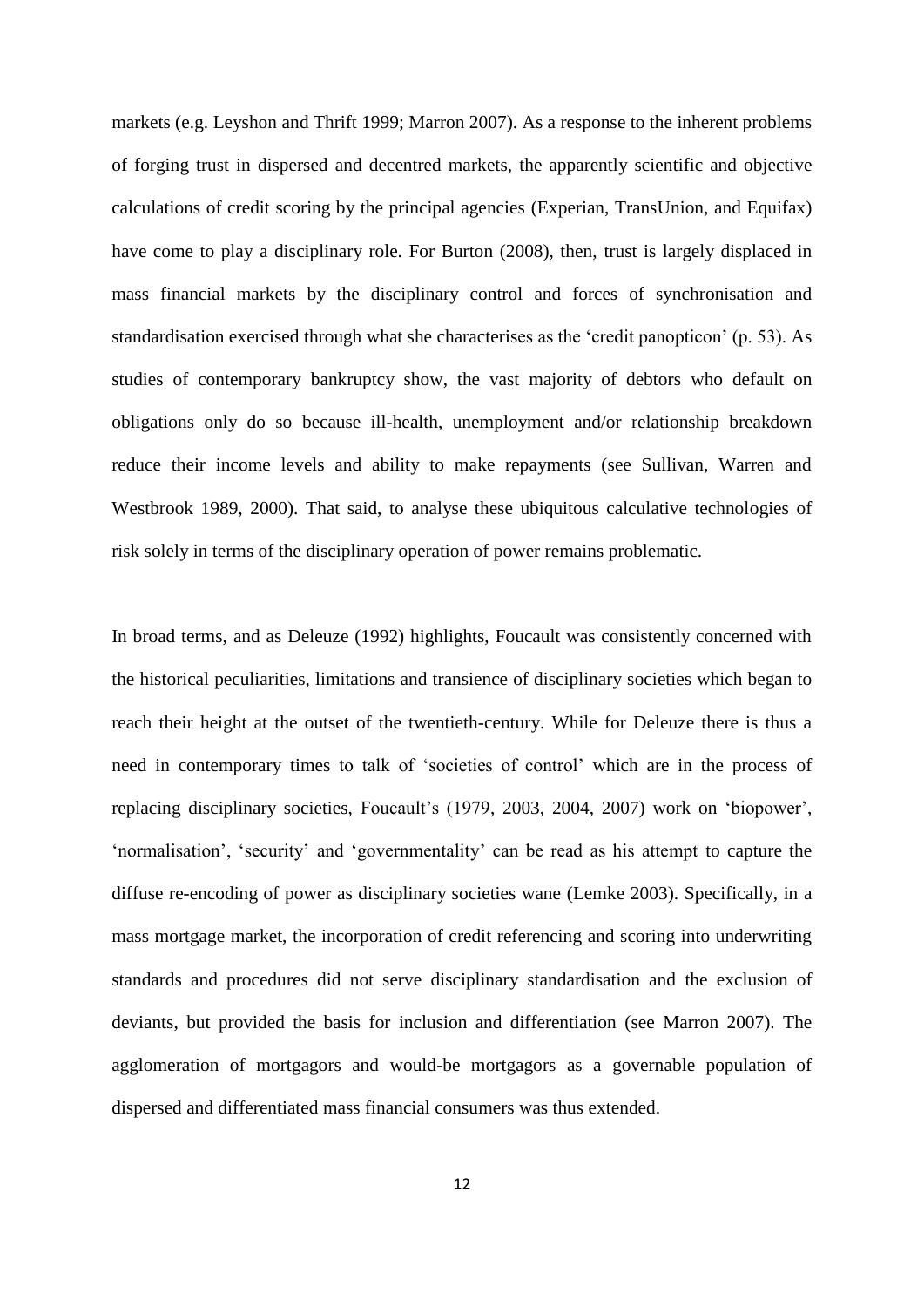markets (e.g. Leyshon and Thrift 1999; Marron 2007). As a response to the inherent problems of forging trust in dispersed and decentred markets, the apparently scientific and objective calculations of credit scoring by the principal agencies (Experian, TransUnion, and Equifax) have come to play a disciplinary role. For Burton (2008), then, trust is largely displaced in mass financial markets by the disciplinary control and forces of synchronisation and standardisation exercised through what she characterises as the 'credit panopticon' (p. 53). As studies of contemporary bankruptcy show, the vast majority of debtors who default on obligations only do so because ill-health, unemployment and/or relationship breakdown reduce their income levels and ability to make repayments (see Sullivan, Warren and Westbrook 1989, 2000). That said, to analyse these ubiquitous calculative technologies of risk solely in terms of the disciplinary operation of power remains problematic.

In broad terms, and as Deleuze (1992) highlights, Foucault was consistently concerned with the historical peculiarities, limitations and transience of disciplinary societies which began to reach their height at the outset of the twentieth-century. While for Deleuze there is thus a need in contemporary times to talk of 'societies of control' which are in the process of replacing disciplinary societies, Foucault's (1979, 2003, 2004, 2007) work on 'biopower', 'normalisation', 'security' and 'governmentality' can be read as his attempt to capture the diffuse re-encoding of power as disciplinary societies wane (Lemke 2003). Specifically, in a mass mortgage market, the incorporation of credit referencing and scoring into underwriting standards and procedures did not serve disciplinary standardisation and the exclusion of deviants, but provided the basis for inclusion and differentiation (see Marron 2007). The agglomeration of mortgagors and would-be mortgagors as a governable population of dispersed and differentiated mass financial consumers was thus extended.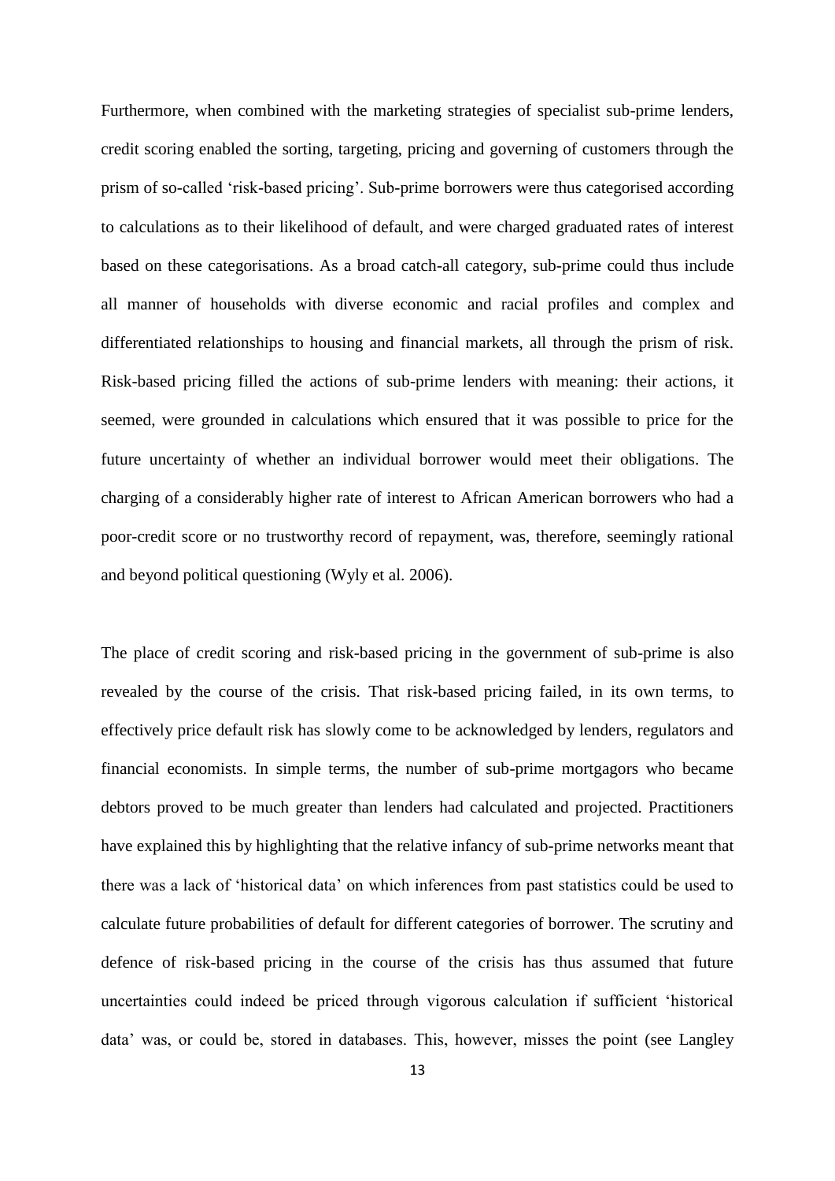Furthermore, when combined with the marketing strategies of specialist sub-prime lenders, credit scoring enabled the sorting, targeting, pricing and governing of customers through the prism of so-called 'risk-based pricing'. Sub-prime borrowers were thus categorised according to calculations as to their likelihood of default, and were charged graduated rates of interest based on these categorisations. As a broad catch-all category, sub-prime could thus include all manner of households with diverse economic and racial profiles and complex and differentiated relationships to housing and financial markets, all through the prism of risk. Risk-based pricing filled the actions of sub-prime lenders with meaning: their actions, it seemed, were grounded in calculations which ensured that it was possible to price for the future uncertainty of whether an individual borrower would meet their obligations. The charging of a considerably higher rate of interest to African American borrowers who had a poor-credit score or no trustworthy record of repayment, was, therefore, seemingly rational and beyond political questioning (Wyly et al. 2006).

The place of credit scoring and risk-based pricing in the government of sub-prime is also revealed by the course of the crisis. That risk-based pricing failed, in its own terms, to effectively price default risk has slowly come to be acknowledged by lenders, regulators and financial economists. In simple terms, the number of sub-prime mortgagors who became debtors proved to be much greater than lenders had calculated and projected. Practitioners have explained this by highlighting that the relative infancy of sub-prime networks meant that there was a lack of 'historical data' on which inferences from past statistics could be used to calculate future probabilities of default for different categories of borrower. The scrutiny and defence of risk-based pricing in the course of the crisis has thus assumed that future uncertainties could indeed be priced through vigorous calculation if sufficient 'historical data' was, or could be, stored in databases. This, however, misses the point (see Langley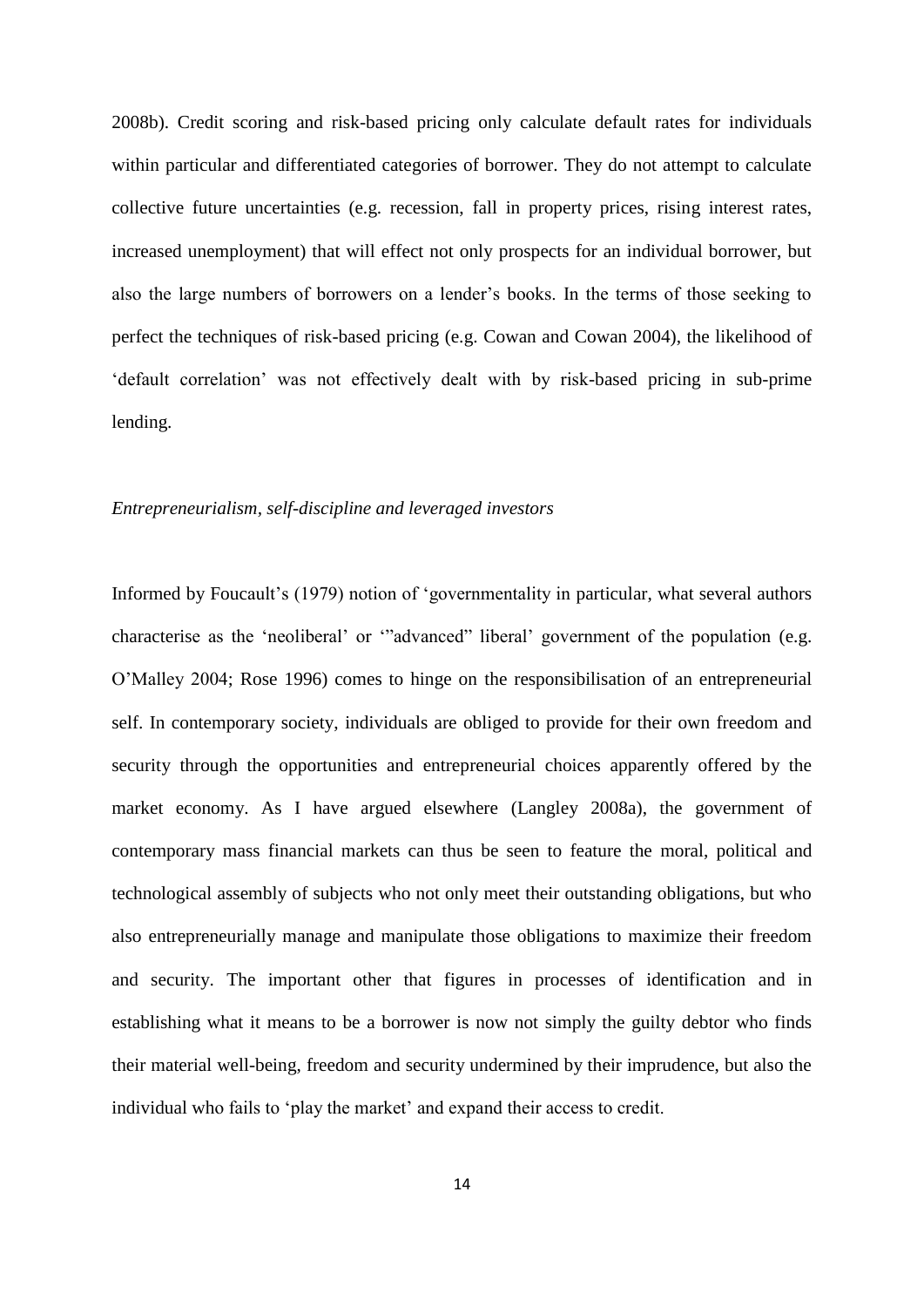2008b). Credit scoring and risk-based pricing only calculate default rates for individuals within particular and differentiated categories of borrower. They do not attempt to calculate collective future uncertainties (e.g. recession, fall in property prices, rising interest rates, increased unemployment) that will effect not only prospects for an individual borrower, but also the large numbers of borrowers on a lender's books. In the terms of those seeking to perfect the techniques of risk-based pricing (e.g. Cowan and Cowan 2004), the likelihood of 'default correlation' was not effectively dealt with by risk-based pricing in sub-prime lending.

### *Entrepreneurialism, self-discipline and leveraged investors*

Informed by Foucault's (1979) notion of 'governmentality in particular, what several authors characterise as the 'neoliberal' or '"advanced" liberal' government of the population (e.g. O'Malley 2004; Rose 1996) comes to hinge on the responsibilisation of an entrepreneurial self. In contemporary society, individuals are obliged to provide for their own freedom and security through the opportunities and entrepreneurial choices apparently offered by the market economy. As I have argued elsewhere (Langley 2008a), the government of contemporary mass financial markets can thus be seen to feature the moral, political and technological assembly of subjects who not only meet their outstanding obligations, but who also entrepreneurially manage and manipulate those obligations to maximize their freedom and security. The important other that figures in processes of identification and in establishing what it means to be a borrower is now not simply the guilty debtor who finds their material well-being, freedom and security undermined by their imprudence, but also the individual who fails to 'play the market' and expand their access to credit.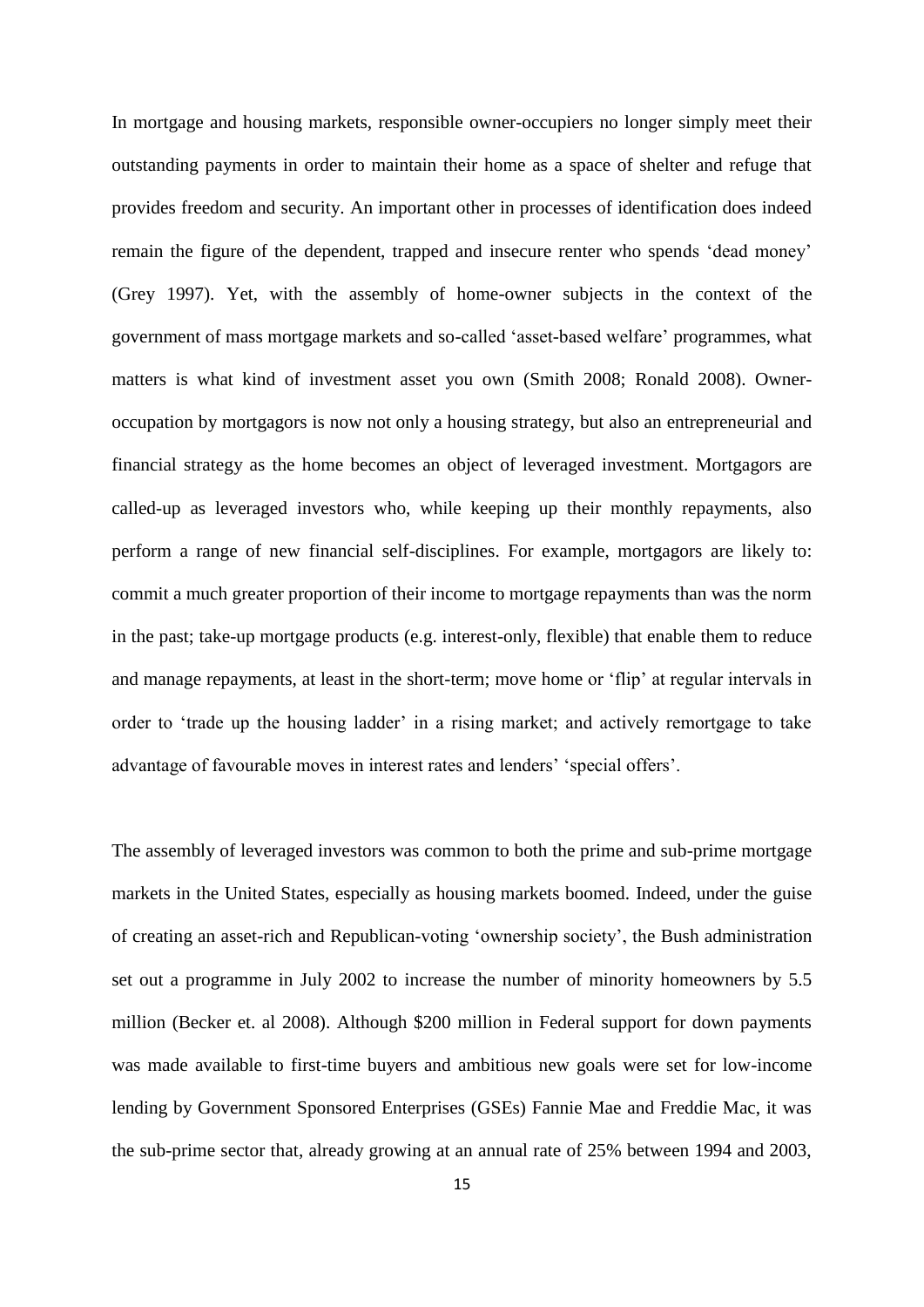In mortgage and housing markets, responsible owner-occupiers no longer simply meet their outstanding payments in order to maintain their home as a space of shelter and refuge that provides freedom and security. An important other in processes of identification does indeed remain the figure of the dependent, trapped and insecure renter who spends 'dead money' (Grey 1997). Yet, with the assembly of home-owner subjects in the context of the government of mass mortgage markets and so-called 'asset-based welfare' programmes, what matters is what kind of investment asset you own (Smith 2008; Ronald 2008). Owner-occupation by mortgagors is now not only a housing strategy, but also an entrepreneurial and financial strategy as the home becomes an object of leveraged investment. Mortgagors are called-up as leveraged investors who, while keeping up their monthly repayments, also perform a range of new financial self-disciplines. For example, mortgagors are likely to: commit a much greater proportion of their income to mortgage repayments than was the norm in the past; take-up mortgage products (e.g. interest-only, flexible) that enable them to reduce and manage repayments, at least in the short-term; move home or 'flip' at regular intervals in order to 'trade up the housing ladder' in a rising market; and actively remortgage to take advantage of favourable moves in interest rates and lenders' 'special offers'.

The assembly of leveraged investors was common to both the prime and sub-prime mortgage markets in the United States, especially as housing markets boomed. Indeed, under the guise of creating an asset-rich and Republican-voting 'ownership society', the Bush administration set out a programme in July 2002 to increase the number of minority homeowners by 5.5 million (Becker et. al 2008). Although $200 million in Federal support for down payments was made available to first-time buyers and ambitious new goals were set for low-income lending by Government Sponsored Enterprises (GSEs) Fannie Mae and Freddie Mac, it was the sub-prime sector that, already growing at an annual rate of 25% between 1994 and 2003,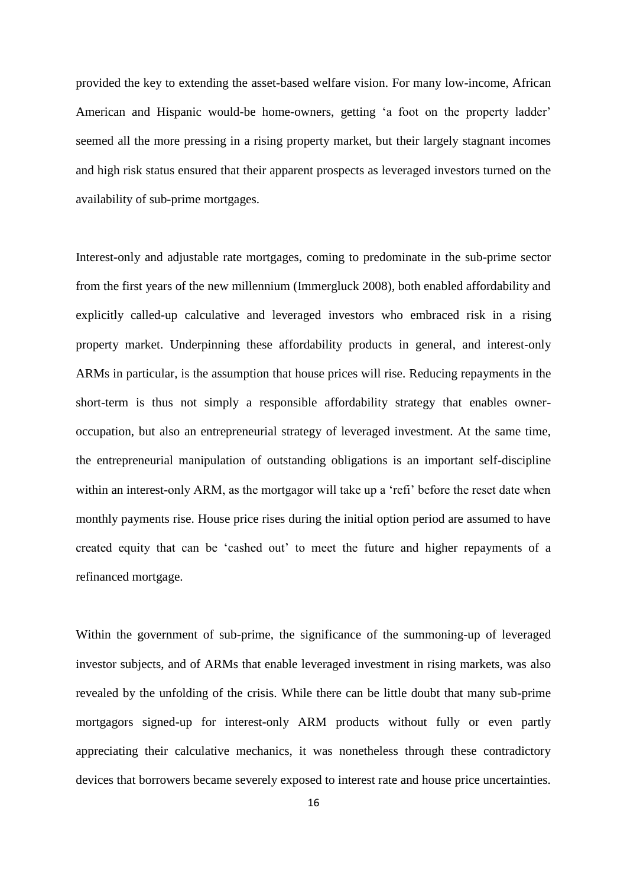provided the key to extending the asset-based welfare vision. For many low-income, African American and Hispanic would-be home-owners, getting 'a foot on the property ladder' seemed all the more pressing in a rising property market, but their largely stagnant incomes and high risk status ensured that their apparent prospects as leveraged investors turned on the availability of sub-prime mortgages.

Interest-only and adjustable rate mortgages, coming to predominate in the sub-prime sector from the first years of the new millennium (Immergluck 2008), both enabled affordability and explicitly called-up calculative and leveraged investors who embraced risk in a rising property market. Underpinning these affordability products in general, and interest-only ARMs in particular, is the assumption that house prices will rise. Reducing repayments in the short-term is thus not simply a responsible affordability strategy that enables owner-occupation, but also an entrepreneurial strategy of leveraged investment. At the same time, the entrepreneurial manipulation of outstanding obligations is an important self-discipline within an interest-only ARM, as the mortgagor will take up a 'refi' before the reset date when monthly payments rise. House price rises during the initial option period are assumed to have created equity that can be 'cashed out' to meet the future and higher repayments of a refinanced mortgage.

Within the government of sub-prime, the significance of the summoning-up of leveraged investor subjects, and of ARMs that enable leveraged investment in rising markets, was also revealed by the unfolding of the crisis. While there can be little doubt that many sub-prime mortgagors signed-up for interest-only ARM products without fully or even partly appreciating their calculative mechanics, it was nonetheless through these contradictory devices that borrowers became severely exposed to interest rate and house price uncertainties.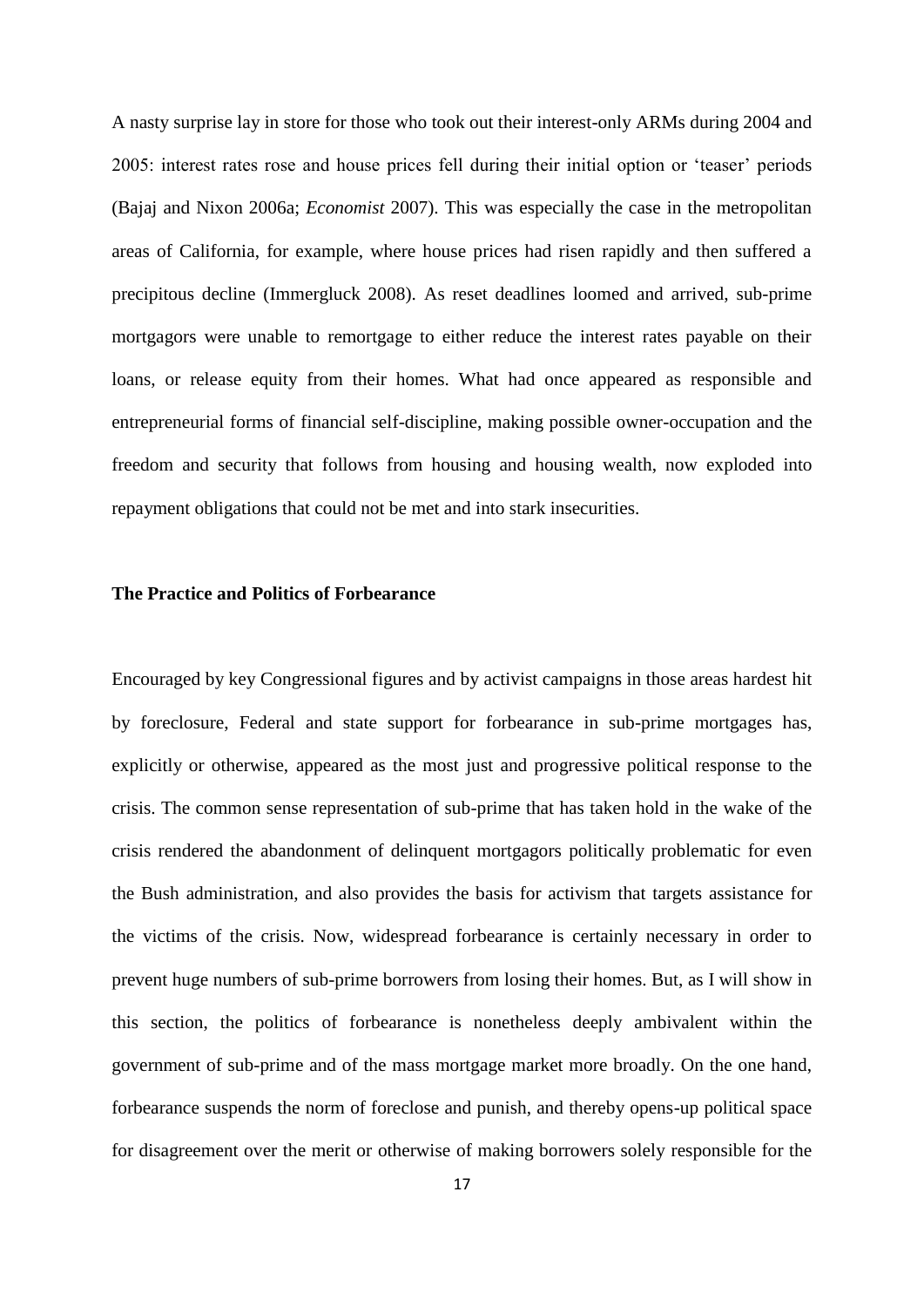A nasty surprise lay in store for those who took out their interest-only ARMs during 2004 and 2005: interest rates rose and house prices fell during their initial option or 'teaser' periods (Bajaj and Nixon 2006a; *Economist* 2007). This was especially the case in the metropolitan areas of California, for example, where house prices had risen rapidly and then suffered a precipitous decline (Immergluck 2008). As reset deadlines loomed and arrived, sub-prime mortgagors were unable to remortgage to either reduce the interest rates payable on their loans, or release equity from their homes. What had once appeared as responsible and entrepreneurial forms of financial self-discipline, making possible owner-occupation and the freedom and security that follows from housing and housing wealth, now exploded into repayment obligations that could not be met and into stark insecurities.

**The Practice and Politics of Forbearance**

Encouraged by key Congressional figures and by activist campaigns in those areas hardest hit by foreclosure, Federal and state support for forbearance in sub-prime mortgages has, explicitly or otherwise, appeared as the most just and progressive political response to the crisis. The common sense representation of sub-prime that has taken hold in the wake of the crisis rendered the abandonment of delinquent mortgagors politically problematic for even the Bush administration, and also provides the basis for activism that targets assistance for the victims of the crisis. Now, widespread forbearance is certainly necessary in order to prevent huge numbers of sub-prime borrowers from losing their homes. But, as I will show in this section, the politics of forbearance is nonetheless deeply ambivalent within the government of sub-prime and of the mass mortgage market more broadly. On the one hand, forbearance suspends the norm of foreclose and punish, and thereby opens-up political space for disagreement over the merit or otherwise of making borrowers solely responsible for the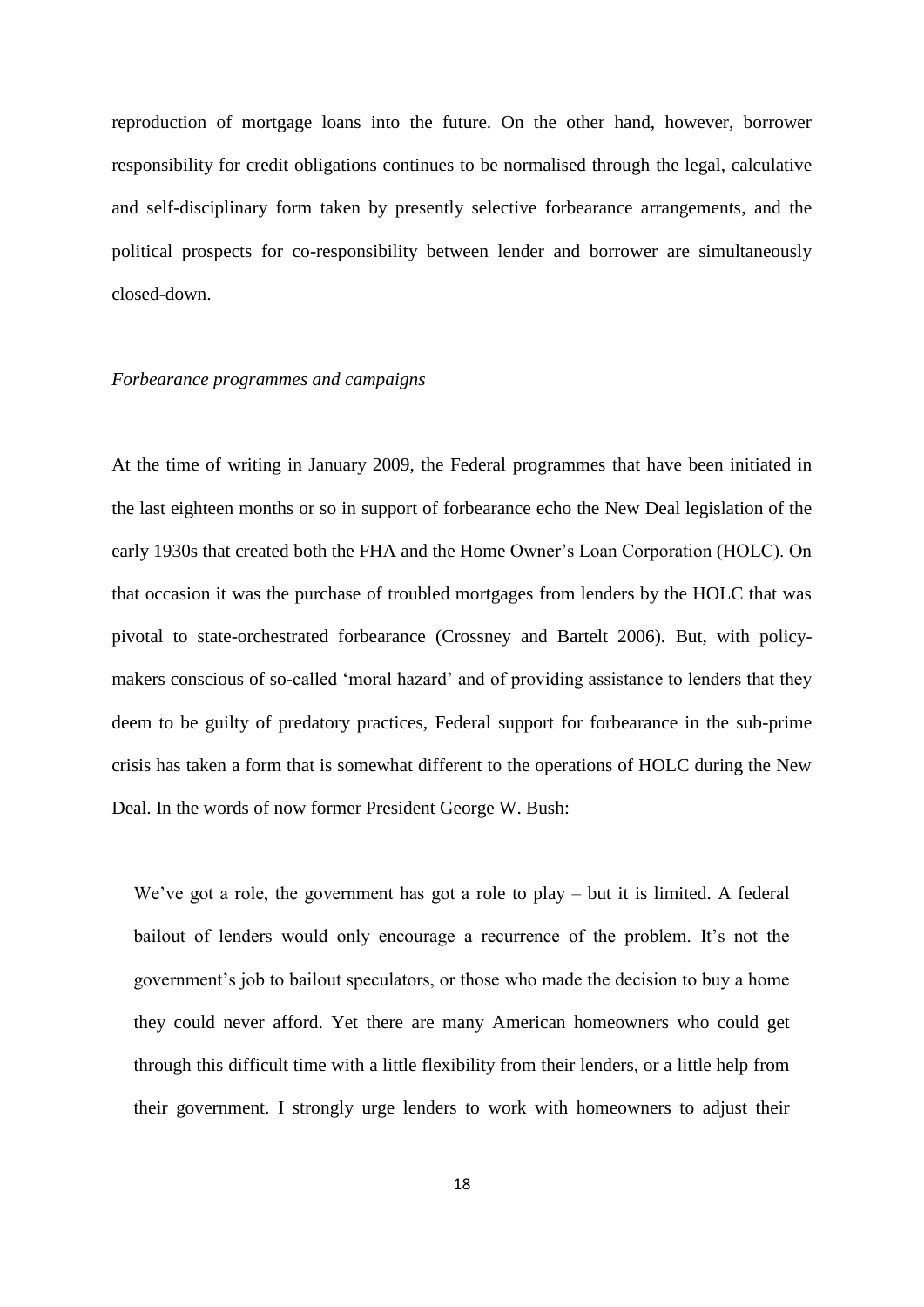reproduction of mortgage loans into the future. On the other hand, however, borrower responsibility for credit obligations continues to be normalised through the legal, calculative and self-disciplinary form taken by presently selective forbearance arrangements, and the political prospects for co-responsibility between lender and borrower are simultaneously closed-down.

*Forbearance programmes and campaigns*

At the time of writing in January 2009, the Federal programmes that have been initiated in the last eighteen months or so in support of forbearance echo the New Deal legislation of the early 1930s that created both the FHA and the Home Owner's Loan Corporation (HOLC). On that occasion it was the purchase of troubled mortgages from lenders by the HOLC that was pivotal to state-orchestrated forbearance (Crossney and Bartelt 2006). But, with policy-makers conscious of so-called 'moral hazard' and of providing assistance to lenders that they deem to be guilty of predatory practices, Federal support for forbearance in the sub-prime crisis has taken a form that is somewhat different to the operations of HOLC during the New Deal. In the words of now former President George W. Bush:

> We've got a role, the government has got a role to play – but it is limited. A federal bailout of lenders would only encourage a recurrence of the problem. It's not the government's job to bailout speculators, or those who made the decision to buy a home they could never afford. Yet there are many American homeowners who could get through this difficult time with a little flexibility from their lenders, or a little help from their government. I strongly urge lenders to work with homeowners to adjust their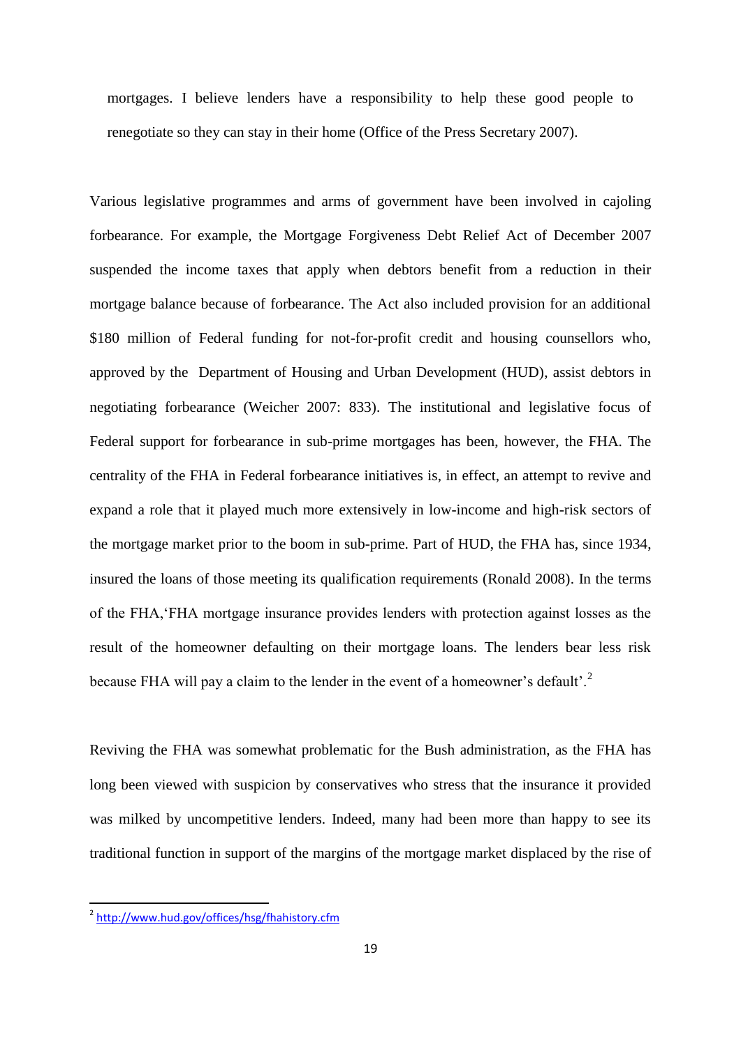> mortgages. I believe lenders have a responsibility to help these good people to renegotiate so they can stay in their home (Office of the Press Secretary 2007).

Various legislative programmes and arms of government have been involved in cajoling forbearance. For example, the Mortgage Forgiveness Debt Relief Act of December 2007 suspended the income taxes that apply when debtors benefit from a reduction in their mortgage balance because of forbearance. The Act also included provision for an additional $180 million of Federal funding for not-for-profit credit and housing counsellors who, approved by the Department of Housing and Urban Development (HUD), assist debtors in negotiating forbearance (Weicher 2007: 833). The institutional and legislative focus of Federal support for forbearance in sub-prime mortgages has been, however, the FHA. The centrality of the FHA in Federal forbearance initiatives is, in effect, an attempt to revive and expand a role that it played much more extensively in low-income and high-risk sectors of the mortgage market prior to the boom in sub-prime. Part of HUD, the FHA has, since 1934, insured the loans of those meeting its qualification requirements (Ronald 2008). In the terms of the FHA,'FHA mortgage insurance provides lenders with protection against losses as the result of the homeowner defaulting on their mortgage loans. The lenders bear less risk because FHA will pay a claim to the lender in the event of a homeowner's default'.[2]

Reviving the FHA was somewhat problematic for the Bush administration, as the FHA has long been viewed with suspicion by conservatives who stress that the insurance it provided was milked by uncompetitive lenders. Indeed, many had been more than happy to see its traditional function in support of the margins of the mortgage market displaced by the rise of

[2] http://www.hud.gov/offices/hsg/fhahistory.cfm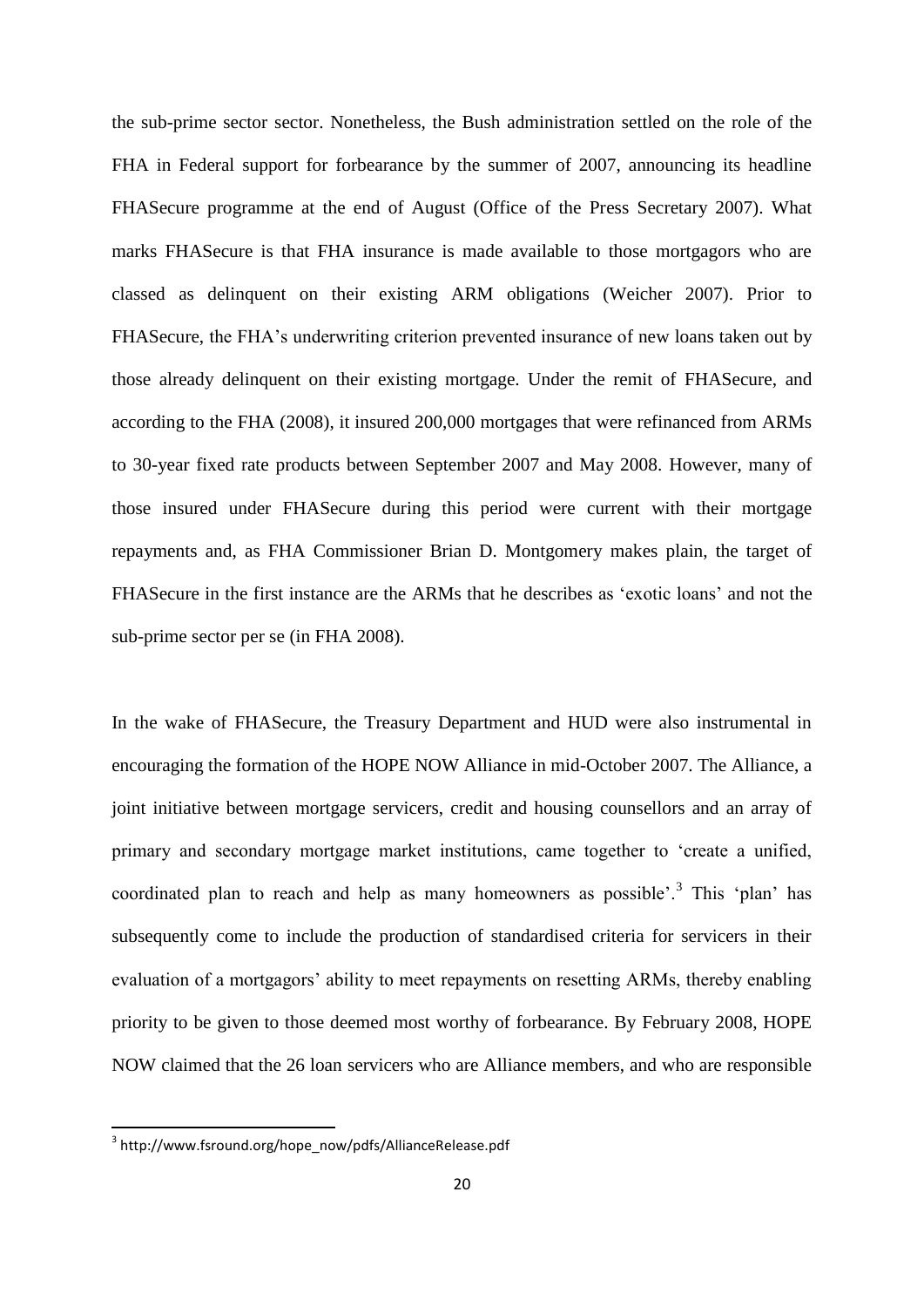the sub-prime sector sector. Nonetheless, the Bush administration settled on the role of the FHA in Federal support for forbearance by the summer of 2007, announcing its headline FHASecure programme at the end of August (Office of the Press Secretary 2007). What marks FHASecure is that FHA insurance is made available to those mortgagors who are classed as delinquent on their existing ARM obligations (Weicher 2007). Prior to FHASecure, the FHA's underwriting criterion prevented insurance of new loans taken out by those already delinquent on their existing mortgage. Under the remit of FHASecure, and according to the FHA (2008), it insured 200,000 mortgages that were refinanced from ARMs to 30-year fixed rate products between September 2007 and May 2008. However, many of those insured under FHASecure during this period were current with their mortgage repayments and, as FHA Commissioner Brian D. Montgomery makes plain, the target of FHASecure in the first instance are the ARMs that he describes as 'exotic loans' and not the sub-prime sector per se (in FHA 2008).

In the wake of FHASecure, the Treasury Department and HUD were also instrumental in encouraging the formation of the HOPE NOW Alliance in mid-October 2007. The Alliance, a joint initiative between mortgage servicers, credit and housing counsellors and an array of primary and secondary mortgage market institutions, came together to 'create a unified, coordinated plan to reach and help as many homeowners as possible'.[3] This 'plan' has subsequently come to include the production of standardised criteria for servicers in their evaluation of a mortgagors' ability to meet repayments on resetting ARMs, thereby enabling priority to be given to those deemed most worthy of forbearance. By February 2008, HOPE NOW claimed that the 26 loan servicers who are Alliance members, and who are responsible

[3] http://www.fsround.org/hope_now/pdfs/AllianceRelease.pdf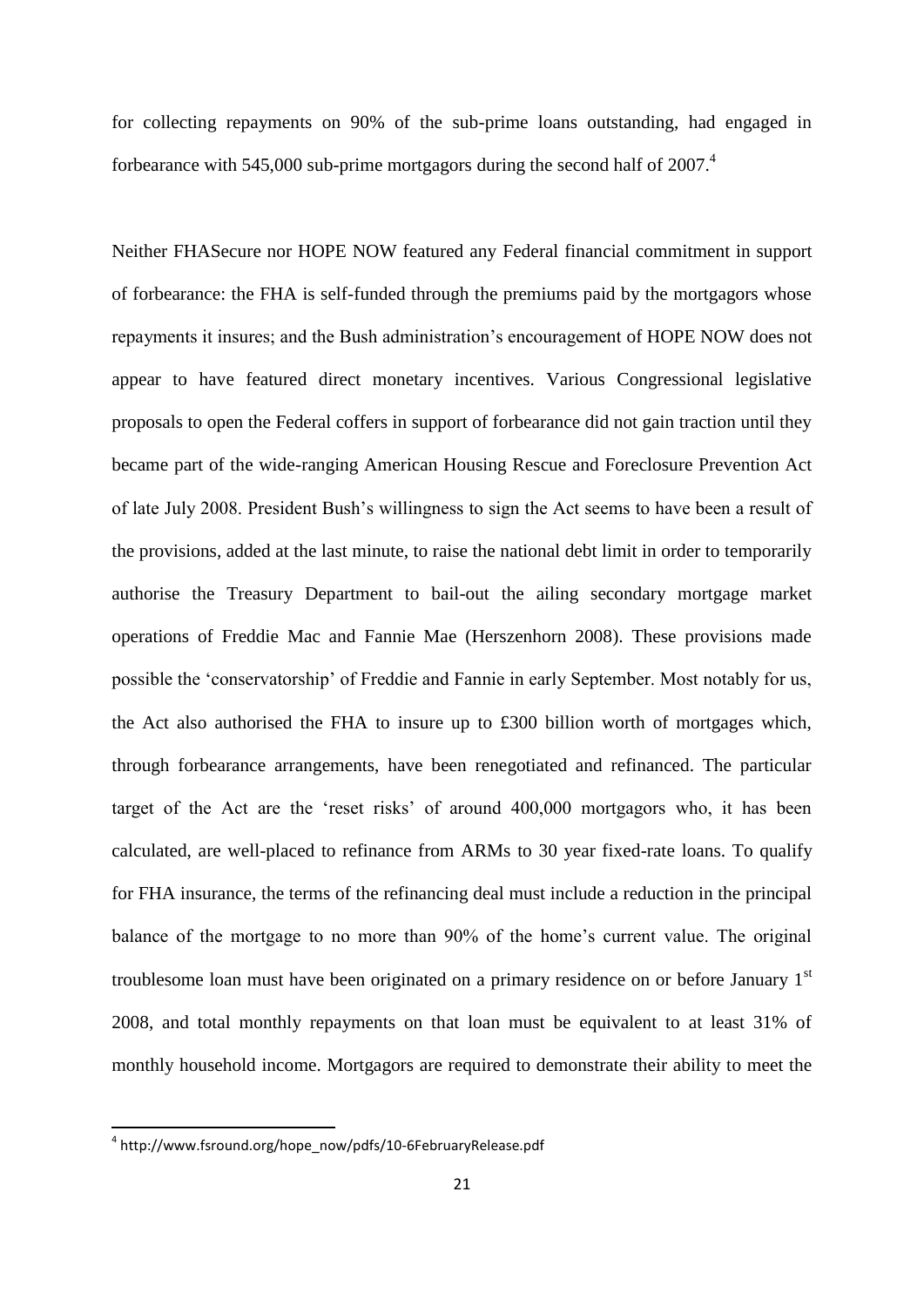for collecting repayments on 90% of the sub-prime loans outstanding, had engaged in forbearance with 545,000 sub-prime mortgagors during the second half of 2007.[4]

Neither FHASecure nor HOPE NOW featured any Federal financial commitment in support of forbearance: the FHA is self-funded through the premiums paid by the mortgagors whose repayments it insures; and the Bush administration's encouragement of HOPE NOW does not appear to have featured direct monetary incentives. Various Congressional legislative proposals to open the Federal coffers in support of forbearance did not gain traction until they became part of the wide-ranging American Housing Rescue and Foreclosure Prevention Act of late July 2008. President Bush's willingness to sign the Act seems to have been a result of the provisions, added at the last minute, to raise the national debt limit in order to temporarily authorise the Treasury Department to bail-out the ailing secondary mortgage market operations of Freddie Mac and Fannie Mae (Herszenhorn 2008). These provisions made possible the 'conservatorship' of Freddie and Fannie in early September. Most notably for us, the Act also authorised the FHA to insure up to £300 billion worth of mortgages which, through forbearance arrangements, have been renegotiated and refinanced. The particular target of the Act are the 'reset risks' of around 400,000 mortgagors who, it has been calculated, are well-placed to refinance from ARMs to 30 year fixed-rate loans. To qualify for FHA insurance, the terms of the refinancing deal must include a reduction in the principal balance of the mortgage to no more than 90% of the home's current value. The original troublesome loan must have been originated on a primary residence on or before January 1st 2008, and total monthly repayments on that loan must be equivalent to at least 31% of monthly household income. Mortgagors are required to demonstrate their ability to meet the

[4] http://www.fsround.org/hope_now/pdfs/10-6FebruaryRelease.pdf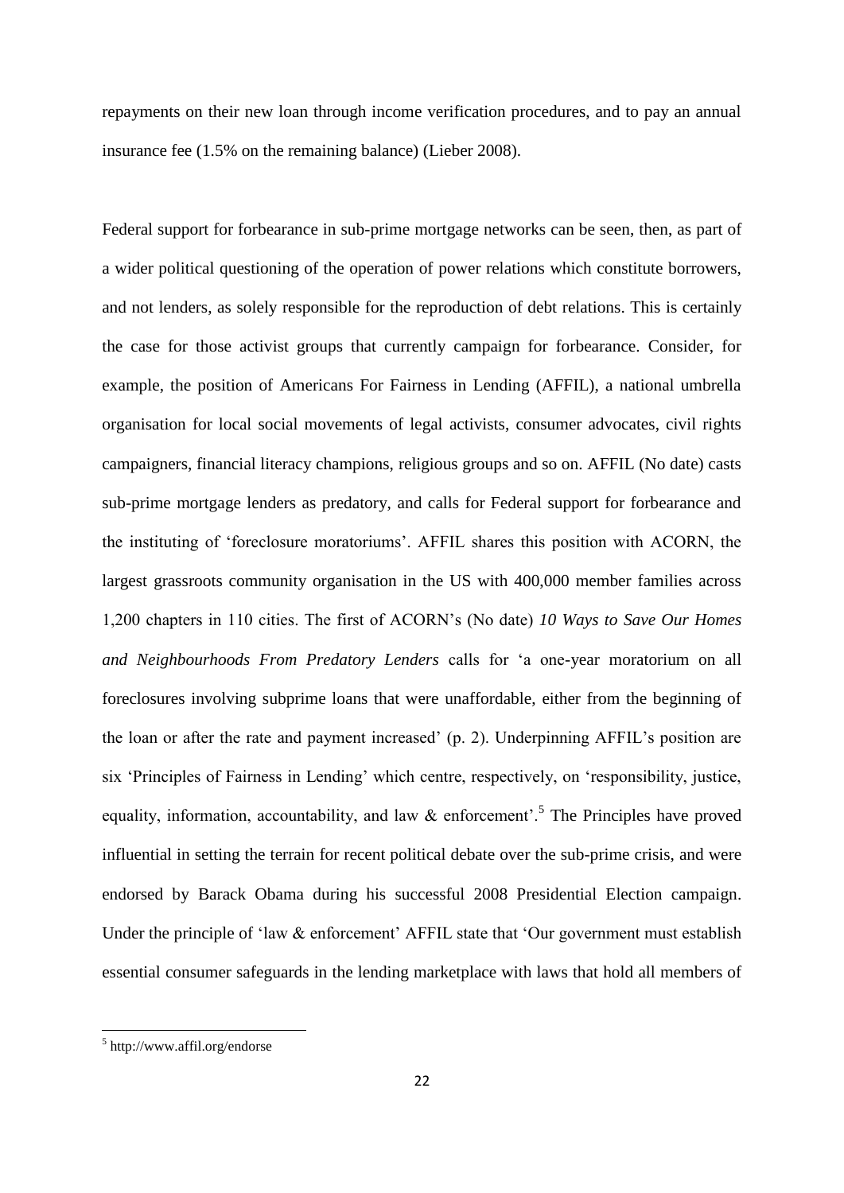repayments on their new loan through income verification procedures, and to pay an annual insurance fee (1.5% on the remaining balance) (Lieber 2008).

Federal support for forbearance in sub-prime mortgage networks can be seen, then, as part of a wider political questioning of the operation of power relations which constitute borrowers, and not lenders, as solely responsible for the reproduction of debt relations. This is certainly the case for those activist groups that currently campaign for forbearance. Consider, for example, the position of Americans For Fairness in Lending (AFFIL), a national umbrella organisation for local social movements of legal activists, consumer advocates, civil rights campaigners, financial literacy champions, religious groups and so on. AFFIL (No date) casts sub-prime mortgage lenders as predatory, and calls for Federal support for forbearance and the instituting of 'foreclosure moratoriums'. AFFIL shares this position with ACORN, the largest grassroots community organisation in the US with 400,000 member families across 1,200 chapters in 110 cities. The first of ACORN's (No date) *10 Ways to Save Our Homes and Neighbourhoods From Predatory Lenders* calls for 'a one-year moratorium on all foreclosures involving subprime loans that were unaffordable, either from the beginning of the loan or after the rate and payment increased' (p. 2). Underpinning AFFIL's position are six 'Principles of Fairness in Lending' which centre, respectively, on 'responsibility, justice, equality, information, accountability, and law & enforcement'.[5] The Principles have proved influential in setting the terrain for recent political debate over the sub-prime crisis, and were endorsed by Barack Obama during his successful 2008 Presidential Election campaign. Under the principle of 'law & enforcement' AFFIL state that 'Our government must establish essential consumer safeguards in the lending marketplace with laws that hold all members of

[5] http://www.affil.org/endorse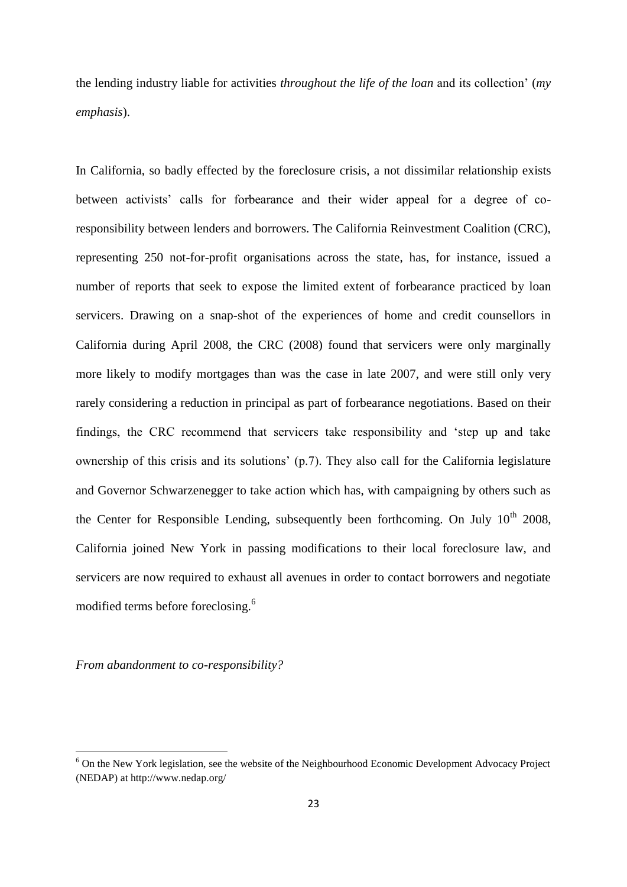the lending industry liable for activities *throughout the life of the loan* and its collection' (*my emphasis*).

In California, so badly effected by the foreclosure crisis, a not dissimilar relationship exists between activists' calls for forbearance and their wider appeal for a degree of co-responsibility between lenders and borrowers. The California Reinvestment Coalition (CRC), representing 250 not-for-profit organisations across the state, has, for instance, issued a number of reports that seek to expose the limited extent of forbearance practiced by loan servicers. Drawing on a snap-shot of the experiences of home and credit counsellors in California during April 2008, the CRC (2008) found that servicers were only marginally more likely to modify mortgages than was the case in late 2007, and were still only very rarely considering a reduction in principal as part of forbearance negotiations. Based on their findings, the CRC recommend that servicers take responsibility and 'step up and take ownership of this crisis and its solutions' (p.7). They also call for the California legislature and Governor Schwarzenegger to take action which has, with campaigning by others such as the Center for Responsible Lending, subsequently been forthcoming. On July 10th 2008, California joined New York in passing modifications to their local foreclosure law, and servicers are now required to exhaust all avenues in order to contact borrowers and negotiate modified terms before foreclosing.[6]

*From abandonment to co-responsibility?*

[6] On the New York legislation, see the website of the Neighbourhood Economic Development Advocacy Project (NEDAP) at http://www.nedap.org/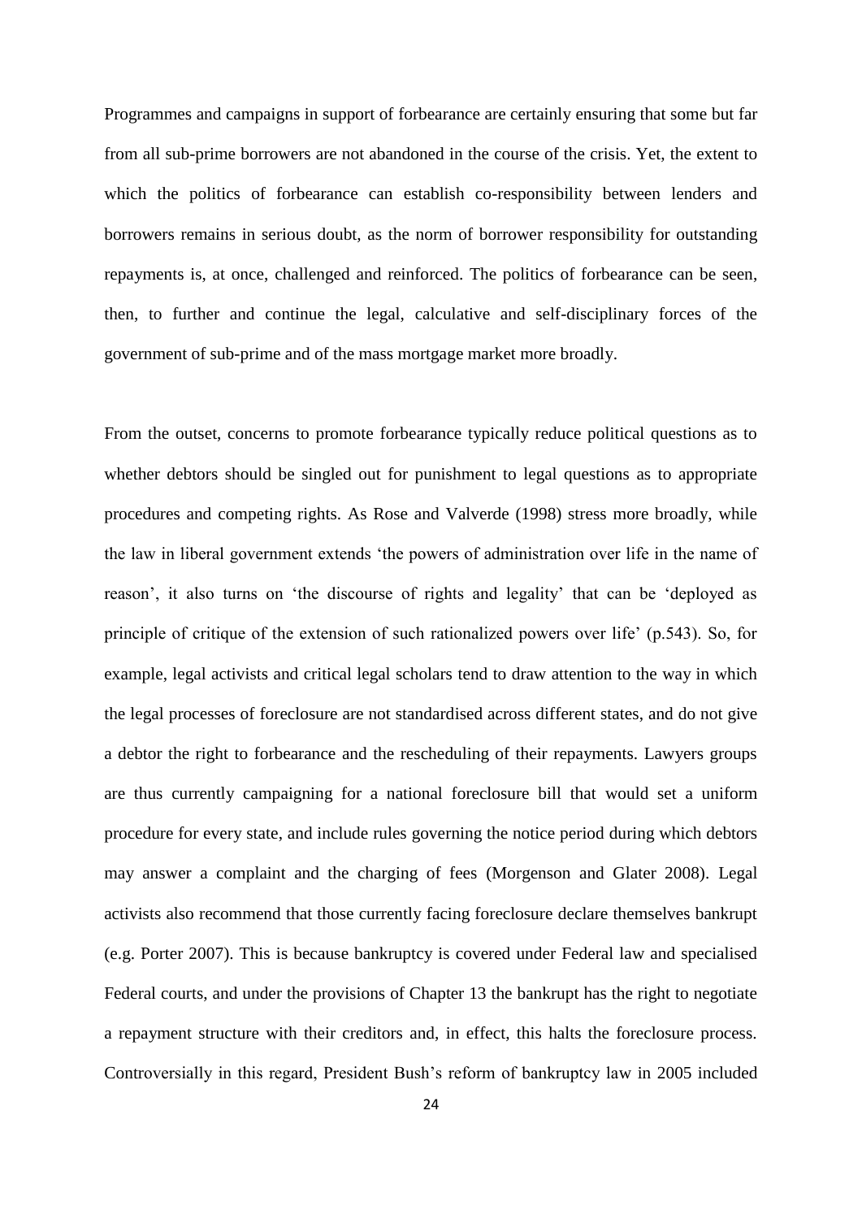Programmes and campaigns in support of forbearance are certainly ensuring that some but far from all sub-prime borrowers are not abandoned in the course of the crisis. Yet, the extent to which the politics of forbearance can establish co-responsibility between lenders and borrowers remains in serious doubt, as the norm of borrower responsibility for outstanding repayments is, at once, challenged and reinforced. The politics of forbearance can be seen, then, to further and continue the legal, calculative and self-disciplinary forces of the government of sub-prime and of the mass mortgage market more broadly.

From the outset, concerns to promote forbearance typically reduce political questions as to whether debtors should be singled out for punishment to legal questions as to appropriate procedures and competing rights. As Rose and Valverde (1998) stress more broadly, while the law in liberal government extends 'the powers of administration over life in the name of reason', it also turns on 'the discourse of rights and legality' that can be 'deployed as principle of critique of the extension of such rationalized powers over life' (p.543). So, for example, legal activists and critical legal scholars tend to draw attention to the way in which the legal processes of foreclosure are not standardised across different states, and do not give a debtor the right to forbearance and the rescheduling of their repayments. Lawyers groups are thus currently campaigning for a national foreclosure bill that would set a uniform procedure for every state, and include rules governing the notice period during which debtors may answer a complaint and the charging of fees (Morgenson and Glater 2008). Legal activists also recommend that those currently facing foreclosure declare themselves bankrupt (e.g. Porter 2007). This is because bankruptcy is covered under Federal law and specialised Federal courts, and under the provisions of Chapter 13 the bankrupt has the right to negotiate a repayment structure with their creditors and, in effect, this halts the foreclosure process. Controversially in this regard, President Bush's reform of bankruptcy law in 2005 included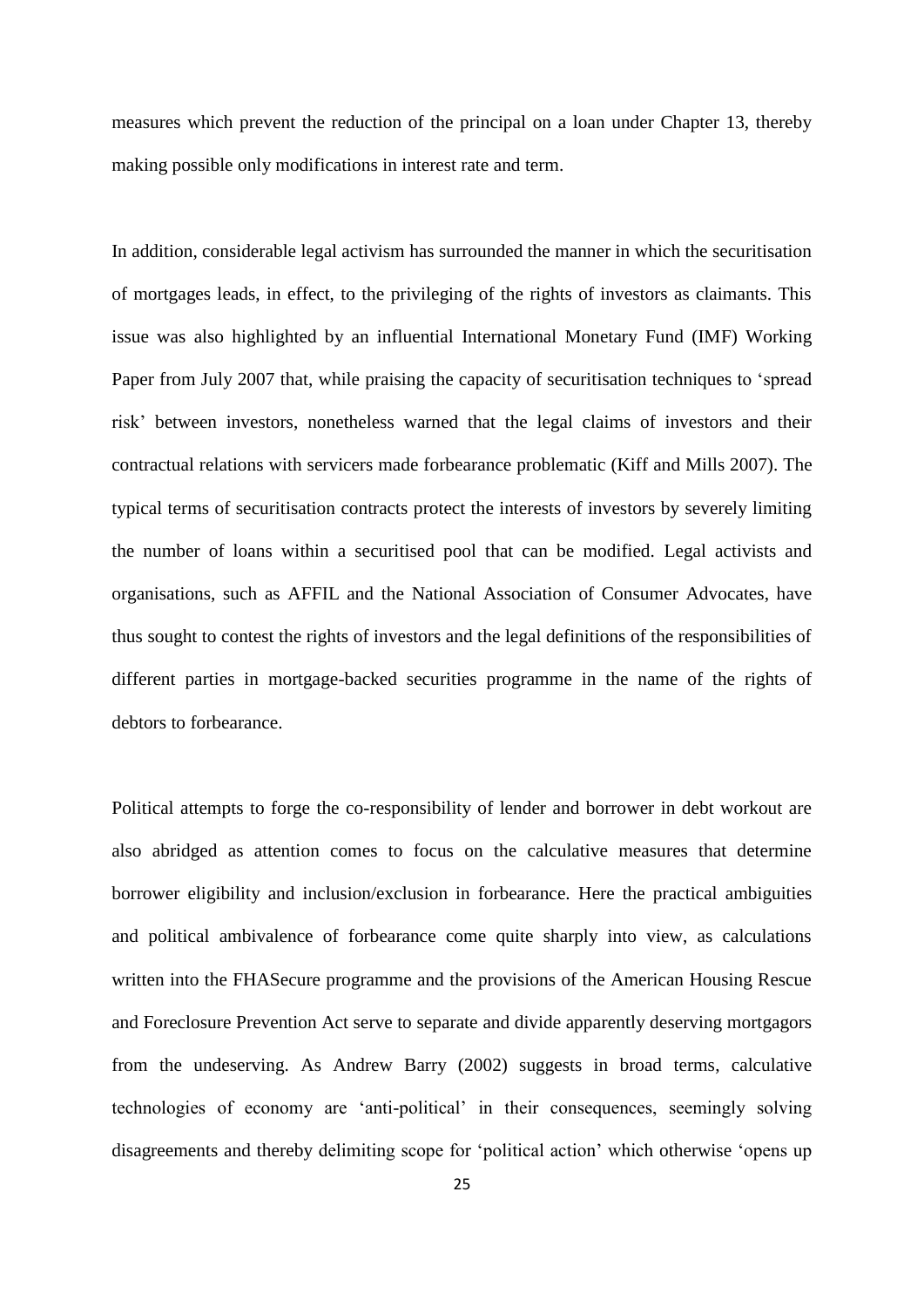measures which prevent the reduction of the principal on a loan under Chapter 13, thereby making possible only modifications in interest rate and term.

In addition, considerable legal activism has surrounded the manner in which the securitisation of mortgages leads, in effect, to the privileging of the rights of investors as claimants. This issue was also highlighted by an influential International Monetary Fund (IMF) Working Paper from July 2007 that, while praising the capacity of securitisation techniques to 'spread risk' between investors, nonetheless warned that the legal claims of investors and their contractual relations with servicers made forbearance problematic (Kiff and Mills 2007). The typical terms of securitisation contracts protect the interests of investors by severely limiting the number of loans within a securitised pool that can be modified. Legal activists and organisations, such as AFFIL and the National Association of Consumer Advocates, have thus sought to contest the rights of investors and the legal definitions of the responsibilities of different parties in mortgage-backed securities programme in the name of the rights of debtors to forbearance.

Political attempts to forge the co-responsibility of lender and borrower in debt workout are also abridged as attention comes to focus on the calculative measures that determine borrower eligibility and inclusion/exclusion in forbearance. Here the practical ambiguities and political ambivalence of forbearance come quite sharply into view, as calculations written into the FHASecure programme and the provisions of the American Housing Rescue and Foreclosure Prevention Act serve to separate and divide apparently deserving mortgagors from the undeserving. As Andrew Barry (2002) suggests in broad terms, calculative technologies of economy are 'anti-political' in their consequences, seemingly solving disagreements and thereby delimiting scope for 'political action' which otherwise 'opens up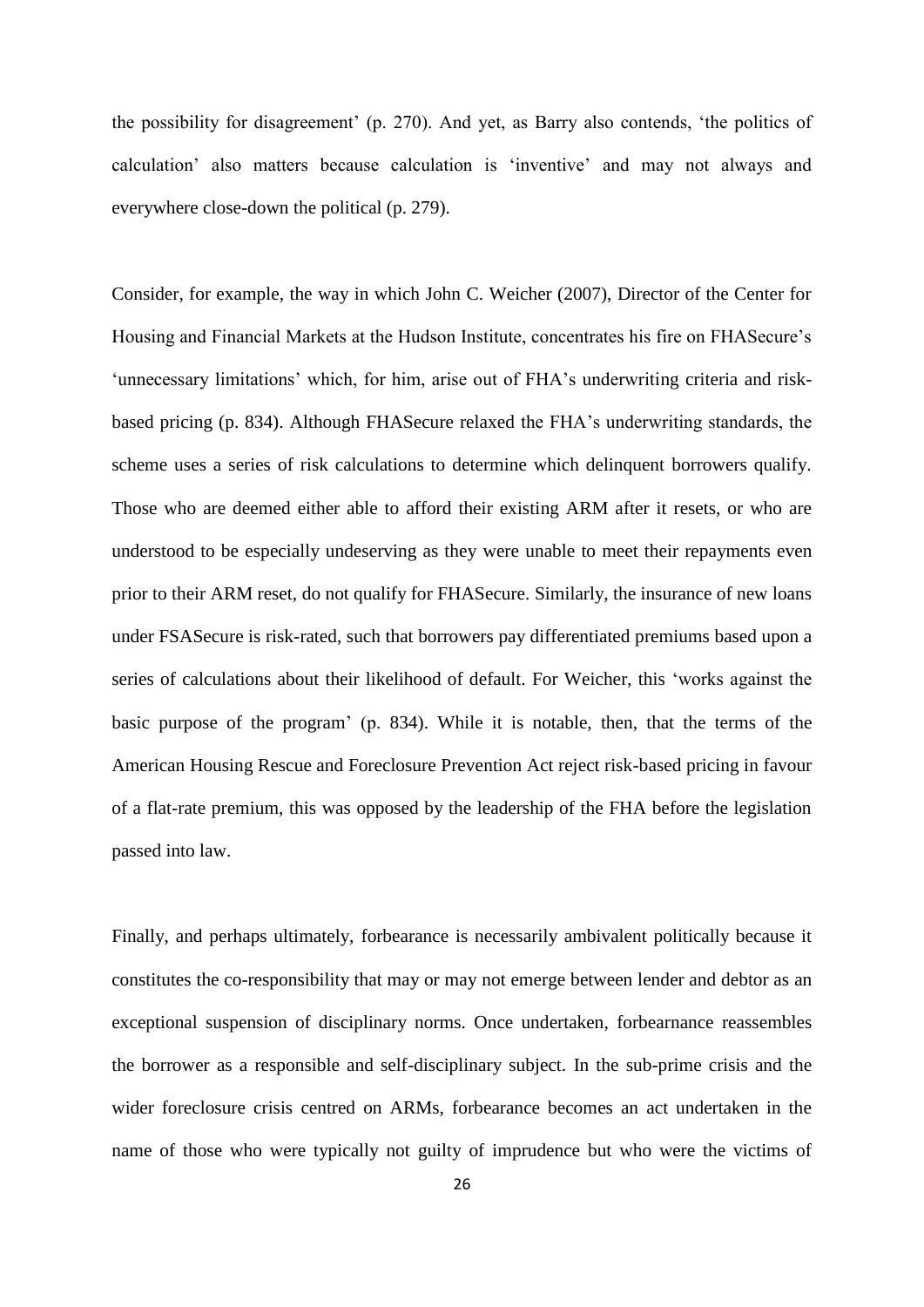the possibility for disagreement' (p. 270). And yet, as Barry also contends, 'the politics of calculation' also matters because calculation is 'inventive' and may not always and everywhere close-down the political (p. 279).

Consider, for example, the way in which John C. Weicher (2007), Director of the Center for Housing and Financial Markets at the Hudson Institute, concentrates his fire on FHASecure's 'unnecessary limitations' which, for him, arise out of FHA's underwriting criteria and risk-based pricing (p. 834). Although FHASecure relaxed the FHA's underwriting standards, the scheme uses a series of risk calculations to determine which delinquent borrowers qualify. Those who are deemed either able to afford their existing ARM after it resets, or who are understood to be especially undeserving as they were unable to meet their repayments even prior to their ARM reset, do not qualify for FHASecure. Similarly, the insurance of new loans under FSASecure is risk-rated, such that borrowers pay differentiated premiums based upon a series of calculations about their likelihood of default. For Weicher, this 'works against the basic purpose of the program' (p. 834). While it is notable, then, that the terms of the American Housing Rescue and Foreclosure Prevention Act reject risk-based pricing in favour of a flat-rate premium, this was opposed by the leadership of the FHA before the legislation passed into law.

Finally, and perhaps ultimately, forbearance is necessarily ambivalent politically because it constitutes the co-responsibility that may or may not emerge between lender and debtor as an exceptional suspension of disciplinary norms. Once undertaken, forbearnance reassembles the borrower as a responsible and self-disciplinary subject. In the sub-prime crisis and the wider foreclosure crisis centred on ARMs, forbearance becomes an act undertaken in the name of those who were typically not guilty of imprudence but who were the victims of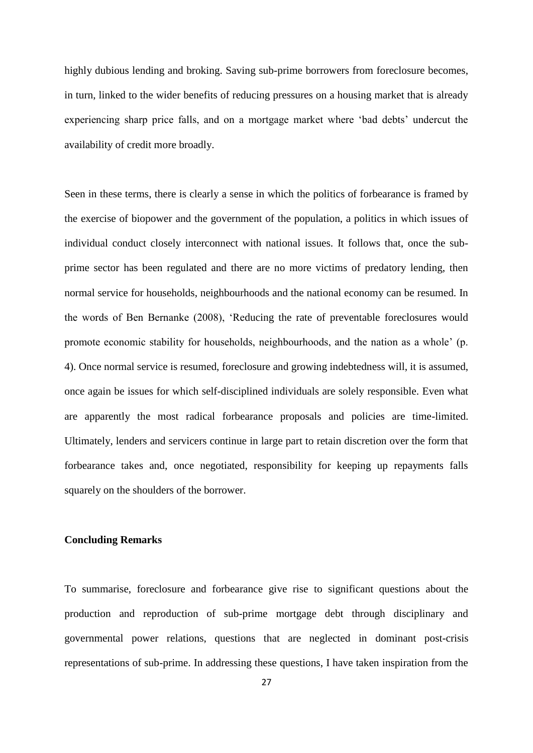highly dubious lending and broking. Saving sub-prime borrowers from foreclosure becomes, in turn, linked to the wider benefits of reducing pressures on a housing market that is already experiencing sharp price falls, and on a mortgage market where 'bad debts' undercut the availability of credit more broadly.

Seen in these terms, there is clearly a sense in which the politics of forbearance is framed by the exercise of biopower and the government of the population, a politics in which issues of individual conduct closely interconnect with national issues. It follows that, once the sub-prime sector has been regulated and there are no more victims of predatory lending, then normal service for households, neighbourhoods and the national economy can be resumed. In the words of Ben Bernanke (2008), 'Reducing the rate of preventable foreclosures would promote economic stability for households, neighbourhoods, and the nation as a whole' (p. 4). Once normal service is resumed, foreclosure and growing indebtedness will, it is assumed, once again be issues for which self-disciplined individuals are solely responsible. Even what are apparently the most radical forbearance proposals and policies are time-limited. Ultimately, lenders and servicers continue in large part to retain discretion over the form that forbearance takes and, once negotiated, responsibility for keeping up repayments falls squarely on the shoulders of the borrower.

## Concluding Remarks

To summarise, foreclosure and forbearance give rise to significant questions about the production and reproduction of sub-prime mortgage debt through disciplinary and governmental power relations, questions that are neglected in dominant post-crisis representations of sub-prime. In addressing these questions, I have taken inspiration from the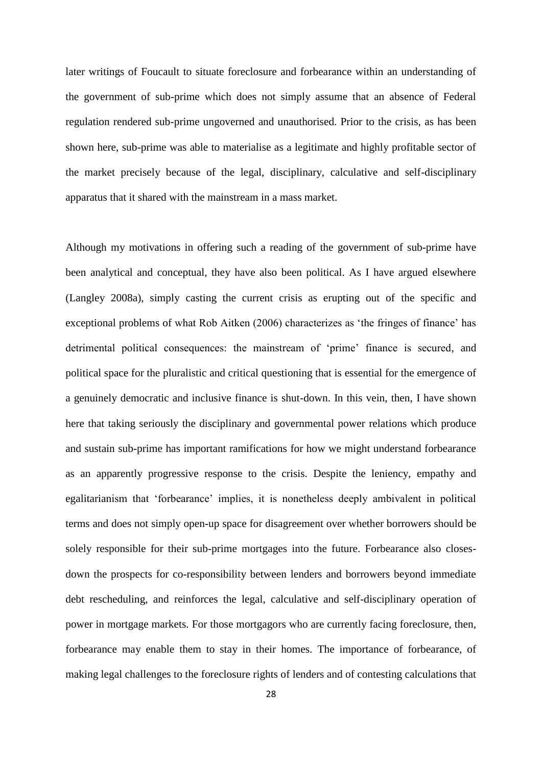later writings of Foucault to situate foreclosure and forbearance within an understanding of the government of sub-prime which does not simply assume that an absence of Federal regulation rendered sub-prime ungoverned and unauthorised. Prior to the crisis, as has been shown here, sub-prime was able to materialise as a legitimate and highly profitable sector of the market precisely because of the legal, disciplinary, calculative and self-disciplinary apparatus that it shared with the mainstream in a mass market.

Although my motivations in offering such a reading of the government of sub-prime have been analytical and conceptual, they have also been political. As I have argued elsewhere (Langley 2008a), simply casting the current crisis as erupting out of the specific and exceptional problems of what Rob Aitken (2006) characterizes as 'the fringes of finance' has detrimental political consequences: the mainstream of 'prime' finance is secured, and political space for the pluralistic and critical questioning that is essential for the emergence of a genuinely democratic and inclusive finance is shut-down. In this vein, then, I have shown here that taking seriously the disciplinary and governmental power relations which produce and sustain sub-prime has important ramifications for how we might understand forbearance as an apparently progressive response to the crisis. Despite the leniency, empathy and egalitarianism that 'forbearance' implies, it is nonetheless deeply ambivalent in political terms and does not simply open-up space for disagreement over whether borrowers should be solely responsible for their sub-prime mortgages into the future. Forbearance also closes-down the prospects for co-responsibility between lenders and borrowers beyond immediate debt rescheduling, and reinforces the legal, calculative and self-disciplinary operation of power in mortgage markets. For those mortgagors who are currently facing foreclosure, then, forbearance may enable them to stay in their homes. The importance of forbearance, of making legal challenges to the foreclosure rights of lenders and of contesting calculations that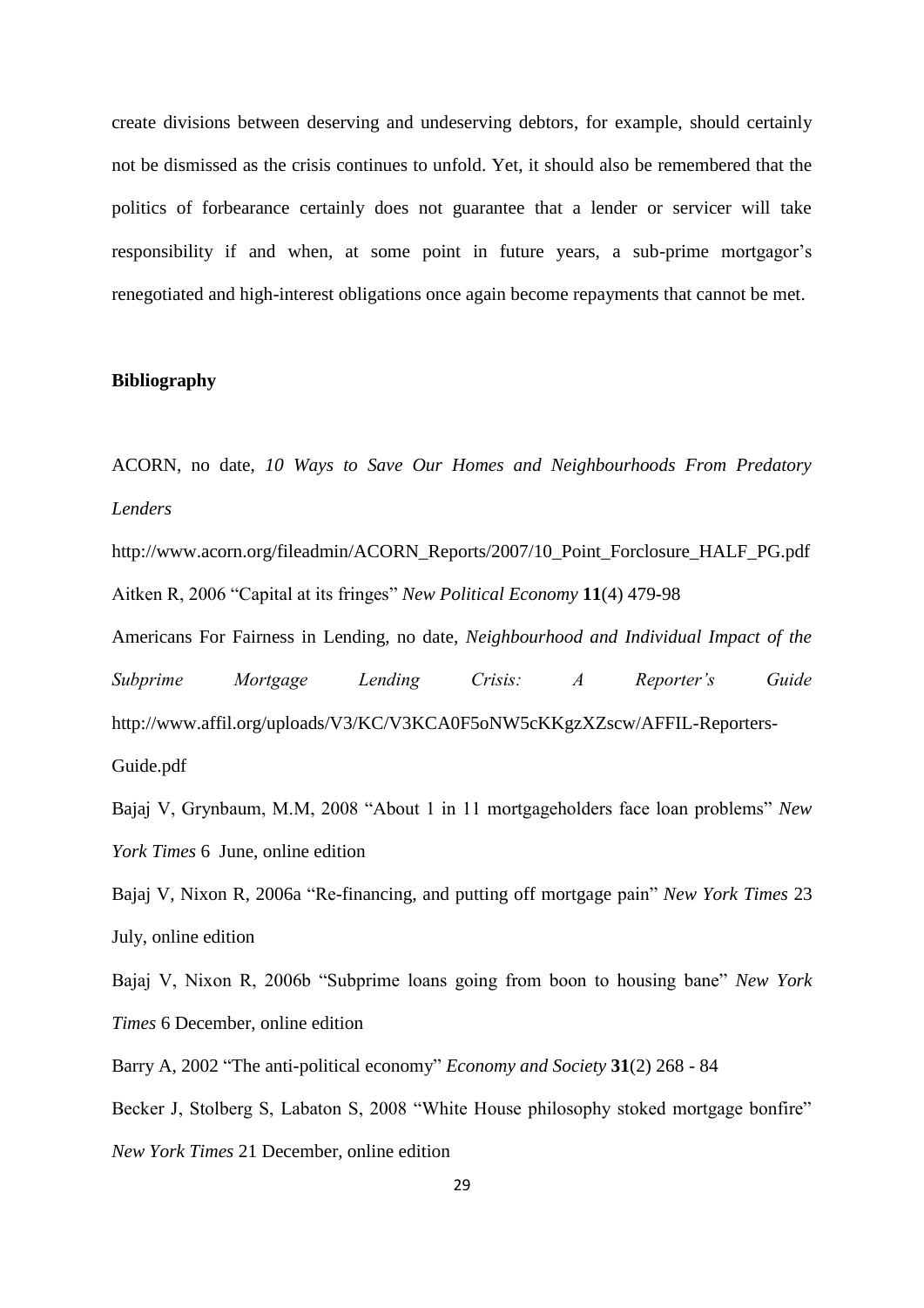create divisions between deserving and undeserving debtors, for example, should certainly not be dismissed as the crisis continues to unfold. Yet, it should also be remembered that the politics of forbearance certainly does not guarantee that a lender or servicer will take responsibility if and when, at some point in future years, a sub-prime mortgagor's renegotiated and high-interest obligations once again become repayments that cannot be met.

**Bibliography**

ACORN, no date, *10 Ways to Save Our Homes and Neighbourhoods From Predatory Lenders* http://www.acorn.org/fileadmin/ACORN_Reports/2007/10_Point_Forclosure_HALF_PG.pdf

Aitken R, 2006 "Capital at its fringes" *New Political Economy* **11**(4) 479-98

Americans For Fairness in Lending, no date, *Neighbourhood and Individual Impact of the Subprime Mortgage Lending Crisis: A Reporter's Guide* http://www.affil.org/uploads/V3/KC/V3KCA0F5oNW5cKKgzXZscw/AFFIL-Reporters-Guide.pdf

Bajaj V, Grynbaum, M.M, 2008 "About 1 in 11 mortgageholders face loan problems" *New York Times* 6 June, online edition

Bajaj V, Nixon R, 2006a "Re-financing, and putting off mortgage pain" *New York Times* 23 July, online edition

Bajaj V, Nixon R, 2006b "Subprime loans going from boon to housing bane" *New York Times* 6 December, online edition

Barry A, 2002 "The anti-political economy" *Economy and Society* **31**(2) 268 - 84

Becker J, Stolberg S, Labaton S, 2008 "White House philosophy stoked mortgage bonfire" *New York Times* 21 December, online edition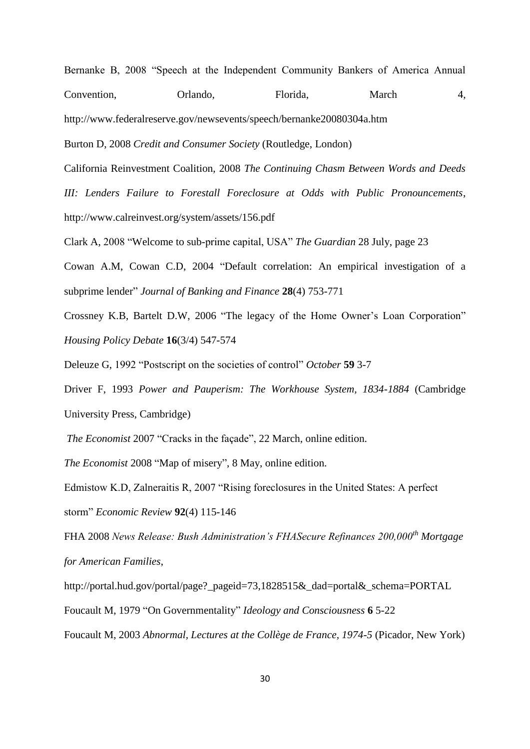Bernanke B, 2008 "Speech at the Independent Community Bankers of America Annual Convention, Orlando, Florida, March 4, http://www.federalreserve.gov/newsevents/speech/bernanke20080304a.htm

Burton D, 2008 *Credit and Consumer Society* (Routledge, London)

California Reinvestment Coalition, 2008 *The Continuing Chasm Between Words and Deeds III: Lenders Failure to Forestall Foreclosure at Odds with Public Pronouncements*, http://www.calreinvest.org/system/assets/156.pdf

Clark A, 2008 "Welcome to sub-prime capital, USA" *The Guardian* 28 July, page 23

Cowan A.M, Cowan C.D, 2004 "Default correlation: An empirical investigation of a subprime lender" *Journal of Banking and Finance* **28**(4) 753-771

Crossney K.B, Bartelt D.W, 2006 "The legacy of the Home Owner's Loan Corporation" *Housing Policy Debate* **16**(3/4) 547-574

Deleuze G, 1992 "Postscript on the societies of control" *October* **59** 3-7

Driver F, 1993 *Power and Pauperism: The Workhouse System, 1834-1884* (Cambridge University Press, Cambridge)

*The Economist* 2007 "Cracks in the façade", 22 March, online edition.

*The Economist* 2008 "Map of misery", 8 May, online edition.

Edmistow K.D, Zalneraitis R, 2007 "Rising foreclosures in the United States: A perfect storm" *Economic Review* **92**(4) 115-146

FHA 2008 *News Release: Bush Administration's FHASecure Refinances 200,000th Mortgage for American Families*, http://portal.hud.gov/portal/page?_pageid=73,1828515&_dad=portal&_schema=PORTAL

Foucault M, 1979 "On Governmentality" *Ideology and Consciousness* **6** 5-22

Foucault M, 2003 *Abnormal, Lectures at the Collège de France, 1974-5* (Picador, New York)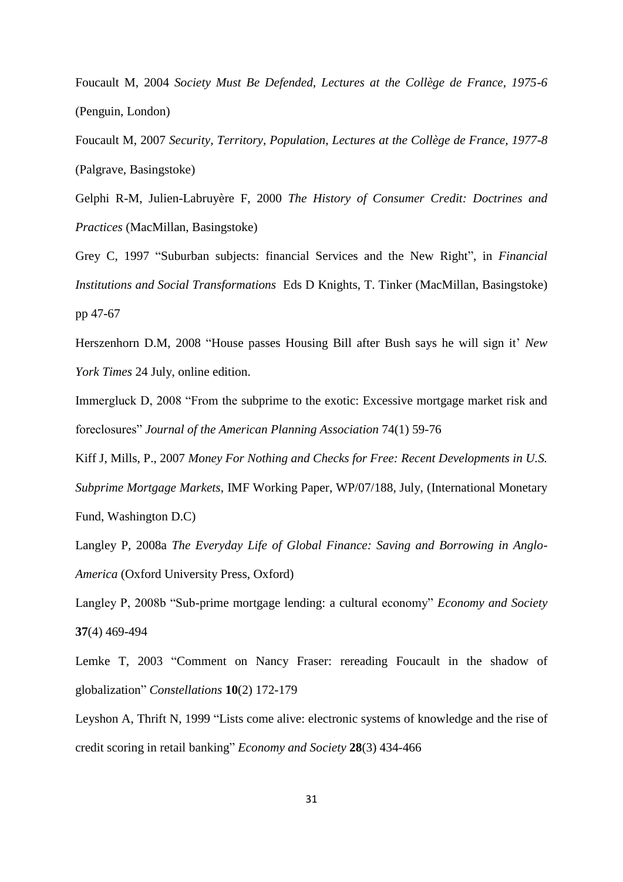Foucault M, 2004 *Society Must Be Defended, Lectures at the Collège de France, 1975-6* (Penguin, London)

Foucault M, 2007 *Security, Territory, Population, Lectures at the Collège de France, 1977-8* (Palgrave, Basingstoke)

Gelphi R-M, Julien-Labruyère F, 2000 *The History of Consumer Credit: Doctrines and Practices* (MacMillan, Basingstoke)

Grey C, 1997 "Suburban subjects: financial Services and the New Right", in *Financial Institutions and Social Transformations* Eds D Knights, T. Tinker (MacMillan, Basingstoke) pp 47-67

Herszenhorn D.M, 2008 "House passes Housing Bill after Bush says he will sign it' *New York Times* 24 July, online edition.

Immergluck D, 2008 "From the subprime to the exotic: Excessive mortgage market risk and foreclosures" *Journal of the American Planning Association* 74(1) 59-76

Kiff J, Mills, P., 2007 *Money For Nothing and Checks for Free: Recent Developments in U.S. Subprime Mortgage Markets*, IMF Working Paper, WP/07/188, July, (International Monetary Fund, Washington D.C)

Langley P, 2008a *The Everyday Life of Global Finance: Saving and Borrowing in Anglo-America* (Oxford University Press, Oxford)

Langley P, 2008b "Sub-prime mortgage lending: a cultural economy" *Economy and Society* **37**(4) 469-494

Lemke T, 2003 "Comment on Nancy Fraser: rereading Foucault in the shadow of globalization" *Constellations* **10**(2) 172-179

Leyshon A, Thrift N, 1999 "Lists come alive: electronic systems of knowledge and the rise of credit scoring in retail banking" *Economy and Society* **28**(3) 434-466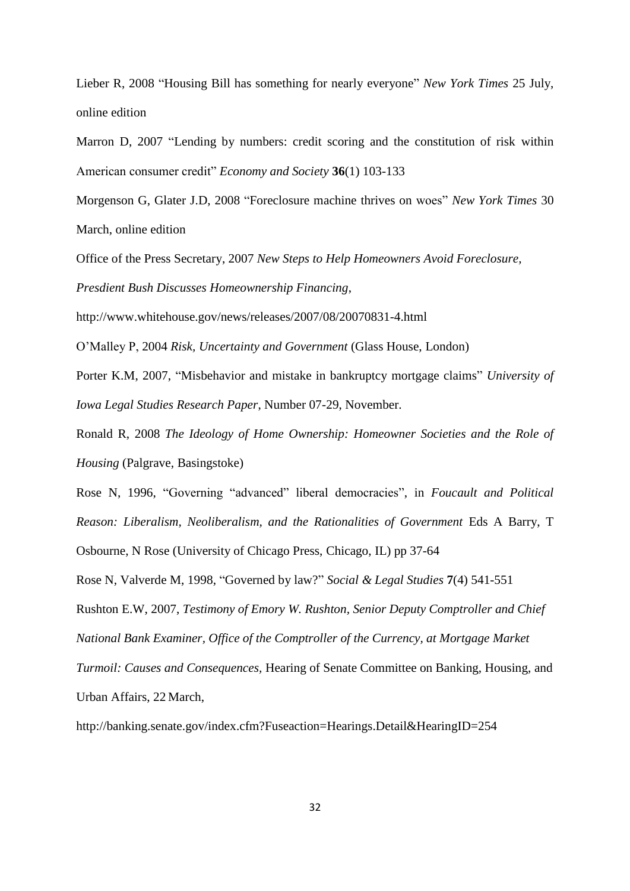Lieber R, 2008 "Housing Bill has something for nearly everyone" *New York Times* 25 July, online edition

Marron D, 2007 "Lending by numbers: credit scoring and the constitution of risk within American consumer credit" *Economy and Society* **36**(1) 103-133

Morgenson G, Glater J.D, 2008 "Foreclosure machine thrives on woes" *New York Times* 30 March, online edition

Office of the Press Secretary, 2007 *New Steps to Help Homeowners Avoid Foreclosure, Presdient Bush Discusses Homeownership Financing*, http://www.whitehouse.gov/news/releases/2007/08/20070831-4.html

O'Malley P, 2004 *Risk, Uncertainty and Government* (Glass House, London)

Porter K.M, 2007, "Misbehavior and mistake in bankruptcy mortgage claims" *University of Iowa Legal Studies Research Paper*, Number 07-29, November.

Ronald R, 2008 *The Ideology of Home Ownership: Homeowner Societies and the Role of Housing* (Palgrave, Basingstoke)

Rose N, 1996, "Governing "advanced" liberal democracies", in *Foucault and Political Reason: Liberalism, Neoliberalism, and the Rationalities of Government* Eds A Barry, T Osbourne, N Rose (University of Chicago Press, Chicago, IL) pp 37-64

Rose N, Valverde M, 1998, "Governed by law?" *Social & Legal Studies* **7**(4) 541-551

Rushton E.W, 2007, *Testimony of Emory W. Rushton, Senior Deputy Comptroller and Chief National Bank Examiner, Office of the Comptroller of the Currency, at Mortgage Market Turmoil: Causes and Consequences*, Hearing of Senate Committee on Banking, Housing, and Urban Affairs, 22 March, http://banking.senate.gov/index.cfm?Fuseaction=Hearings.Detail&HearingID=254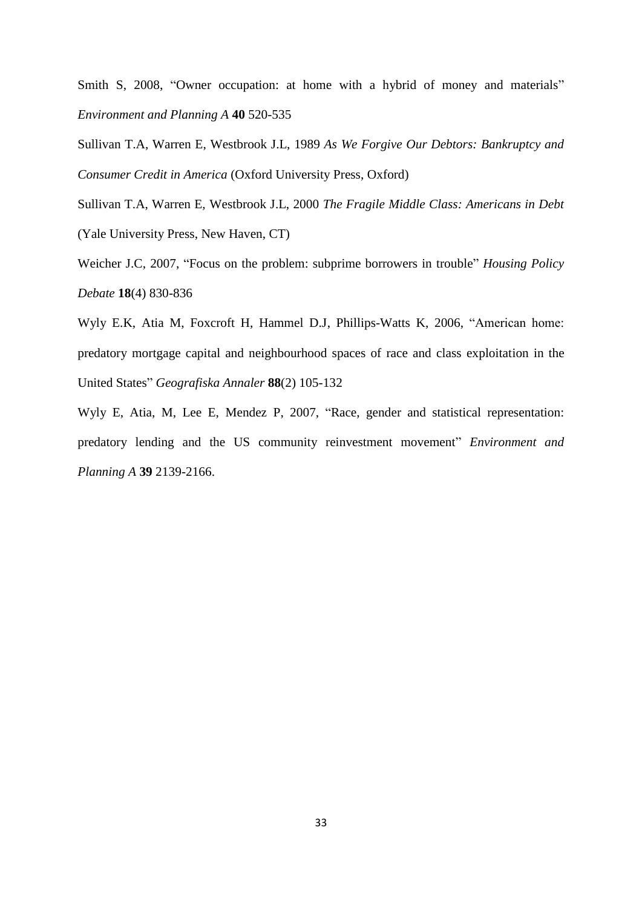Smith S, 2008, "Owner occupation: at home with a hybrid of money and materials" *Environment and Planning A* **40** 520-535

Sullivan T.A, Warren E, Westbrook J.L, 1989 *As We Forgive Our Debtors: Bankruptcy and Consumer Credit in America* (Oxford University Press, Oxford)

Sullivan T.A, Warren E, Westbrook J.L, 2000 *The Fragile Middle Class: Americans in Debt* (Yale University Press, New Haven, CT)

Weicher J.C, 2007, "Focus on the problem: subprime borrowers in trouble" *Housing Policy Debate* **18**(4) 830-836

Wyly E.K, Atia M, Foxcroft H, Hammel D.J, Phillips-Watts K, 2006, "American home: predatory mortgage capital and neighbourhood spaces of race and class exploitation in the United States" *Geografiska Annaler* **88**(2) 105-132

Wyly E, Atia, M, Lee E, Mendez P, 2007, "Race, gender and statistical representation: predatory lending and the US community reinvestment movement" *Environment and Planning A* **39** 2139-2166.